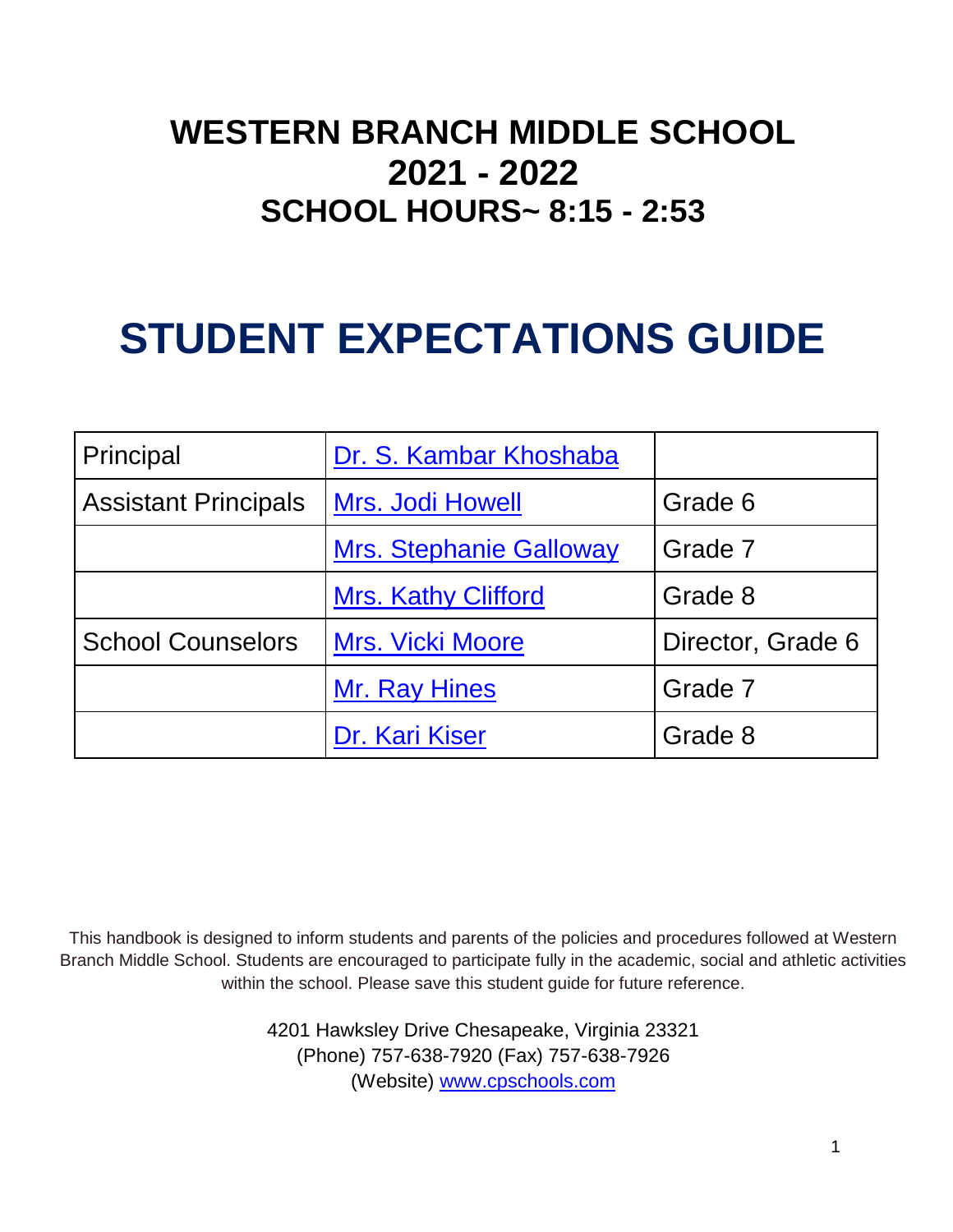# WESTERN BRANCH MIDDLE SCHOOL
# 2021 - 2022
## SCHOOL HOURS~ 8:15 - 2:53

# STUDENT EXPECTATIONS GUIDE

| Principal | Dr. S. Kambar Khoshaba | |
|---|---|---|
| Assistant Principals | Mrs. Jodi Howell | Grade 6 |
| | Mrs. Stephanie Galloway | Grade 7 |
| | Mrs. Kathy Clifford | Grade 8 |
| School Counselors | Mrs. Vicki Moore | Director, Grade 6 |
| | Mr. Ray Hines | Grade 7 |
| | Dr. Kari Kiser | Grade 8 |

This handbook is designed to inform students and parents of the policies and procedures followed at Western Branch Middle School. Students are encouraged to participate fully in the academic, social and athletic activities within the school. Please save this student guide for future reference.

4201 Hawksley Drive Chesapeake, Virginia 23321
(Phone) 757-638-7920 (Fax) 757-638-7926
(Website) www.cpschools.com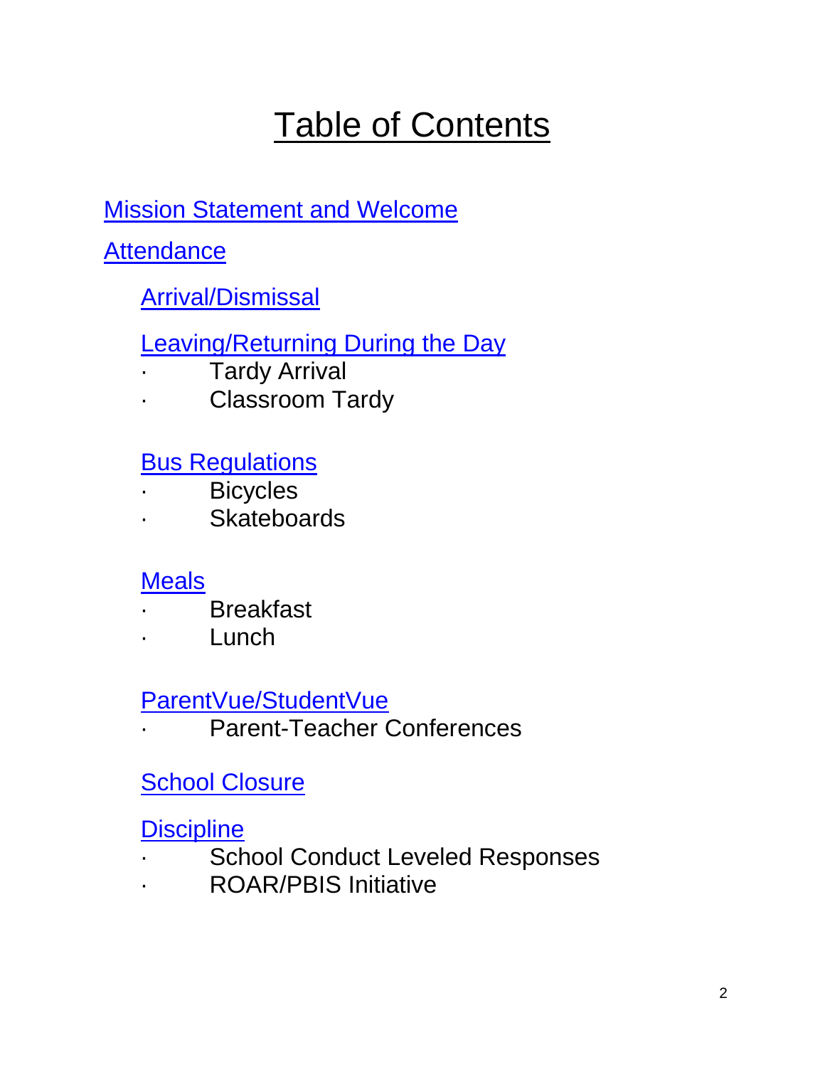# Table of Contents

Mission Statement and Welcome

Attendance

- Arrival/Dismissal
- Leaving/Returning During the Day
    - Tardy Arrival
    - Classroom Tardy
- Bus Regulations
    - Bicycles
    - Skateboards
- Meals
    - Breakfast
    - Lunch
- ParentVue/StudentVue
    - Parent-Teacher Conferences
- School Closure
- Discipline
    - School Conduct Leveled Responses
    - ROAR/PBIS Initiative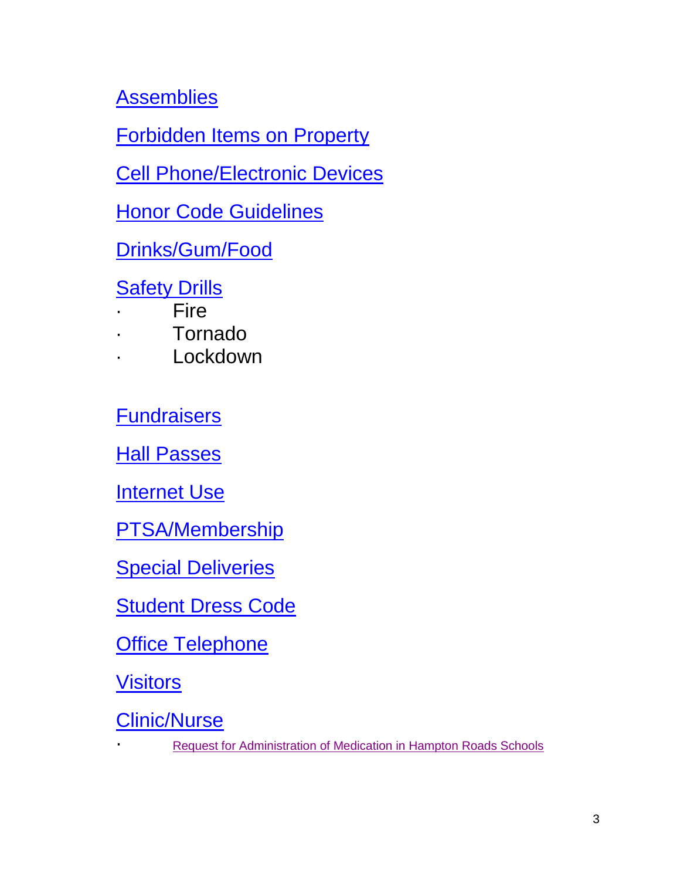Assemblies

Forbidden Items on Property

Cell Phone/Electronic Devices

Honor Code Guidelines

Drinks/Gum/Food

Safety Drills

- Fire
- Tornado
- Lockdown

Fundraisers

Hall Passes

Internet Use

PTSA/Membership

Special Deliveries

Student Dress Code

Office Telephone

Visitors

Clinic/Nurse

- Request for Administration of Medication in Hampton Roads Schools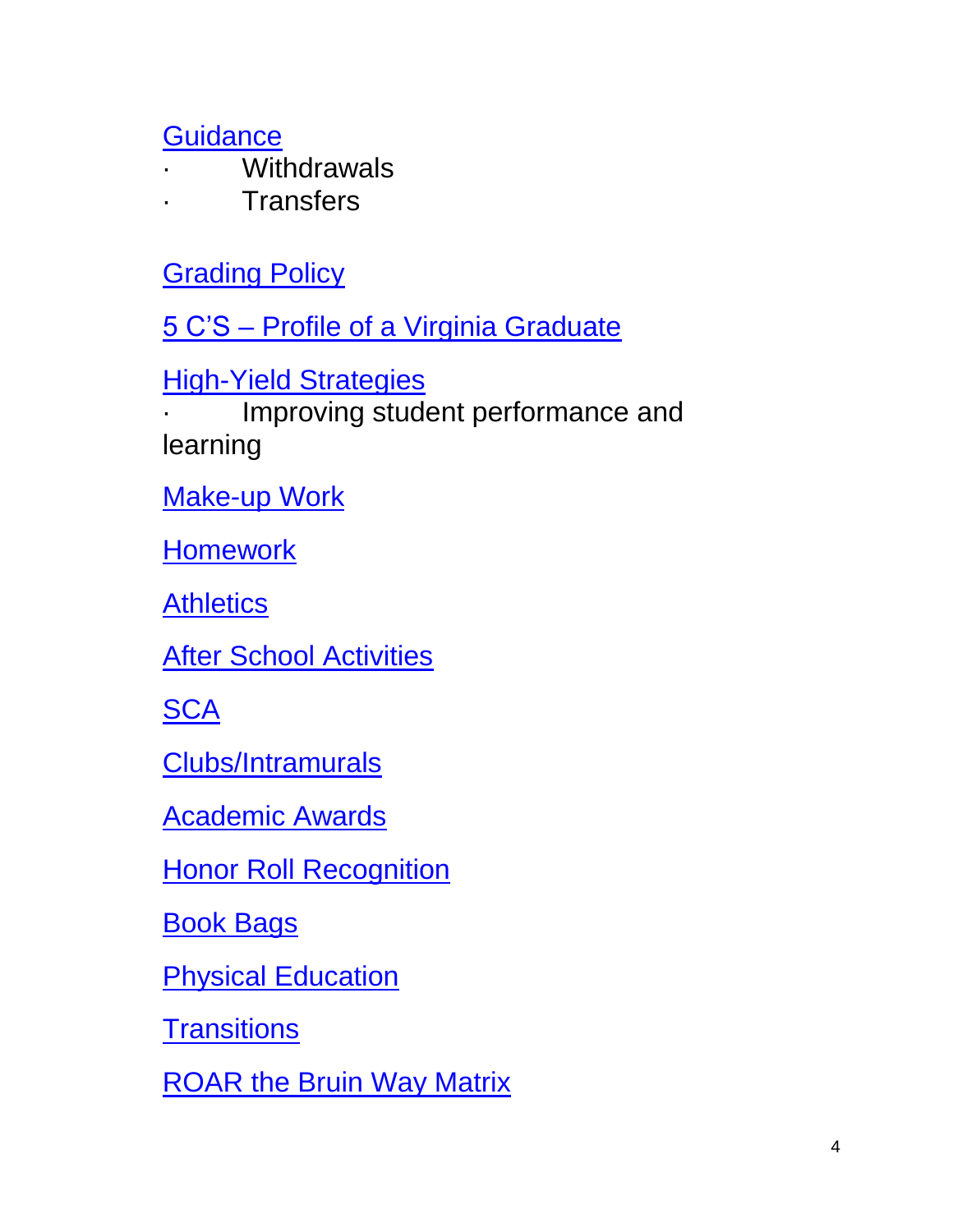Guidance

- Withdrawals
- Transfers

Grading Policy

5 C'S – Profile of a Virginia Graduate

High-Yield Strategies

- Improving student performance and learning

Make-up Work

Homework

Athletics

After School Activities

SCA

Clubs/Intramurals

Academic Awards

Honor Roll Recognition

Book Bags

Physical Education

Transitions

ROAR the Bruin Way Matrix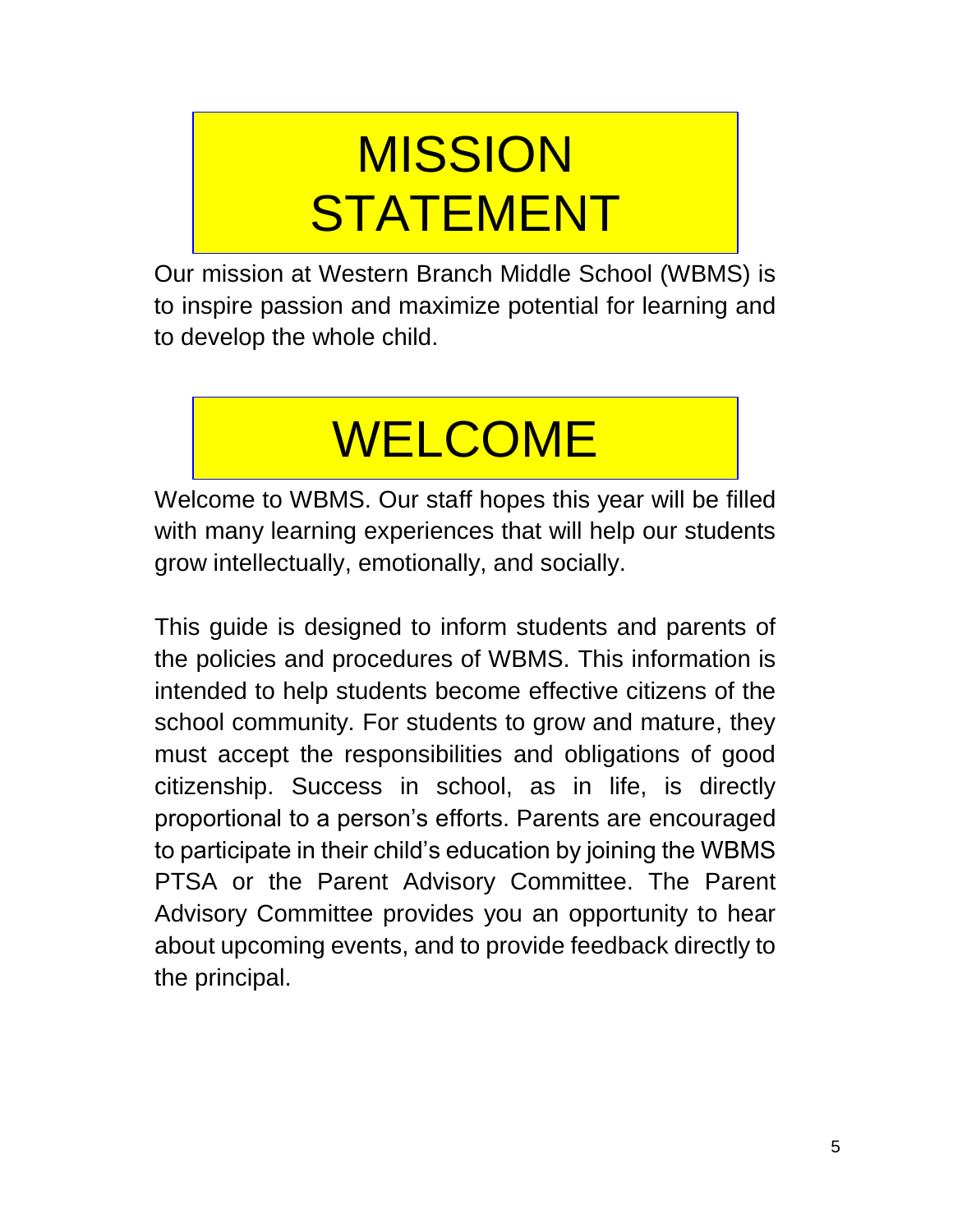# MISSION STATEMENT

Our mission at Western Branch Middle School (WBMS) is to inspire passion and maximize potential for learning and to develop the whole child.

# WELCOME

Welcome to WBMS. Our staff hopes this year will be filled with many learning experiences that will help our students grow intellectually, emotionally, and socially.

This guide is designed to inform students and parents of the policies and procedures of WBMS. This information is intended to help students become effective citizens of the school community. For students to grow and mature, they must accept the responsibilities and obligations of good citizenship. Success in school, as in life, is directly proportional to a person's efforts. Parents are encouraged to participate in their child's education by joining the WBMS PTSA or the Parent Advisory Committee. The Parent Advisory Committee provides you an opportunity to hear about upcoming events, and to provide feedback directly to the principal.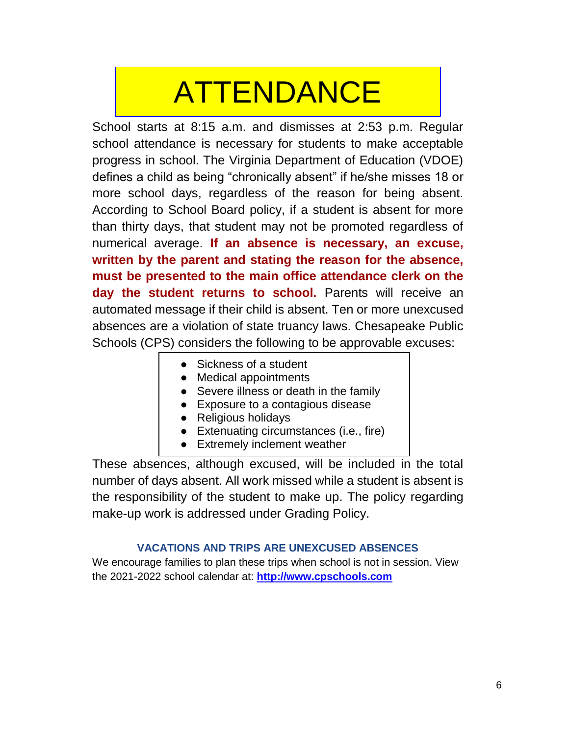# ATTENDANCE

School starts at 8:15 a.m. and dismisses at 2:53 p.m. Regular school attendance is necessary for students to make acceptable progress in school. The Virginia Department of Education (VDOE) defines a child as being “chronically absent” if he/she misses 18 or more school days, regardless of the reason for being absent. According to School Board policy, if a student is absent for more than thirty days, that student may not be promoted regardless of numerical average. **If an absence is necessary, an excuse, written by the parent and stating the reason for the absence, must be presented to the main office attendance clerk on the day the student returns to school.** Parents will receive an automated message if their child is absent. Ten or more unexcused absences are a violation of state truancy laws. Chesapeake Public Schools (CPS) considers the following to be approvable excuses:

- Sickness of a student
- Medical appointments
- Severe illness or death in the family
- Exposure to a contagious disease
- Religious holidays
- Extenuating circumstances (i.e., fire)
- Extremely inclement weather

These absences, although excused, will be included in the total number of days absent. All work missed while a student is absent is the responsibility of the student to make up. The policy regarding make-up work is addressed under Grading Policy.

### VACATIONS AND TRIPS ARE UNEXCUSED ABSENCES

We encourage families to plan these trips when school is not in session. View the 2021-2022 school calendar at: **[http://www.cpschools.com](http://www.cpschools.com)**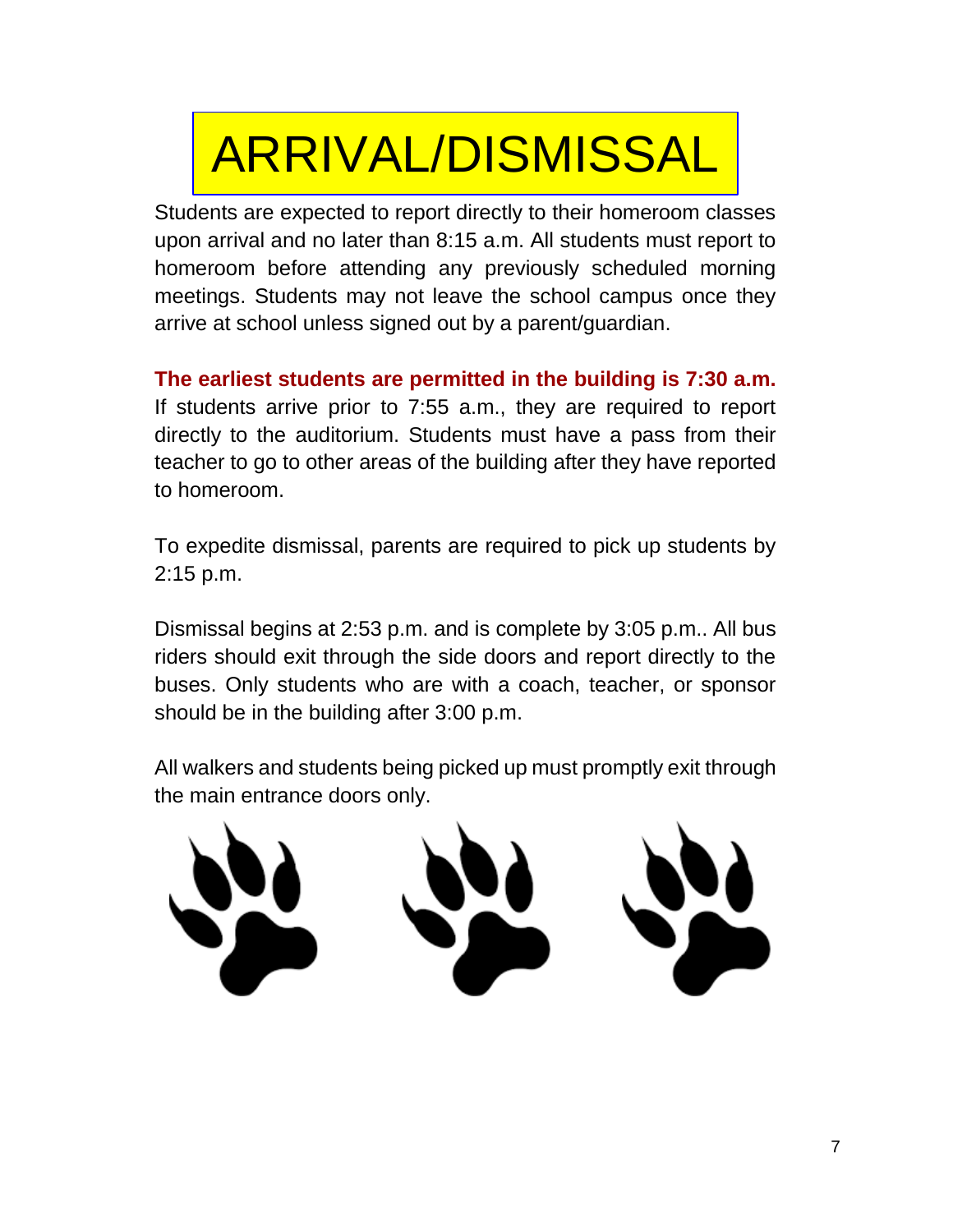# ARRIVAL/DISMISSAL

Students are expected to report directly to their homeroom classes upon arrival and no later than 8:15 a.m. All students must report to homeroom before attending any previously scheduled morning meetings. Students may not leave the school campus once they arrive at school unless signed out by a parent/guardian.

**The earliest students are permitted in the building is 7:30 a.m.** If students arrive prior to 7:55 a.m., they are required to report directly to the auditorium. Students must have a pass from their teacher to go to other areas of the building after they have reported to homeroom.

To expedite dismissal, parents are required to pick up students by 2:15 p.m.

Dismissal begins at 2:53 p.m. and is complete by 3:05 p.m.. All bus riders should exit through the side doors and report directly to the buses. Only students who are with a coach, teacher, or sponsor should be in the building after 3:00 p.m.

All walkers and students being picked up must promptly exit through the main entrance doors only.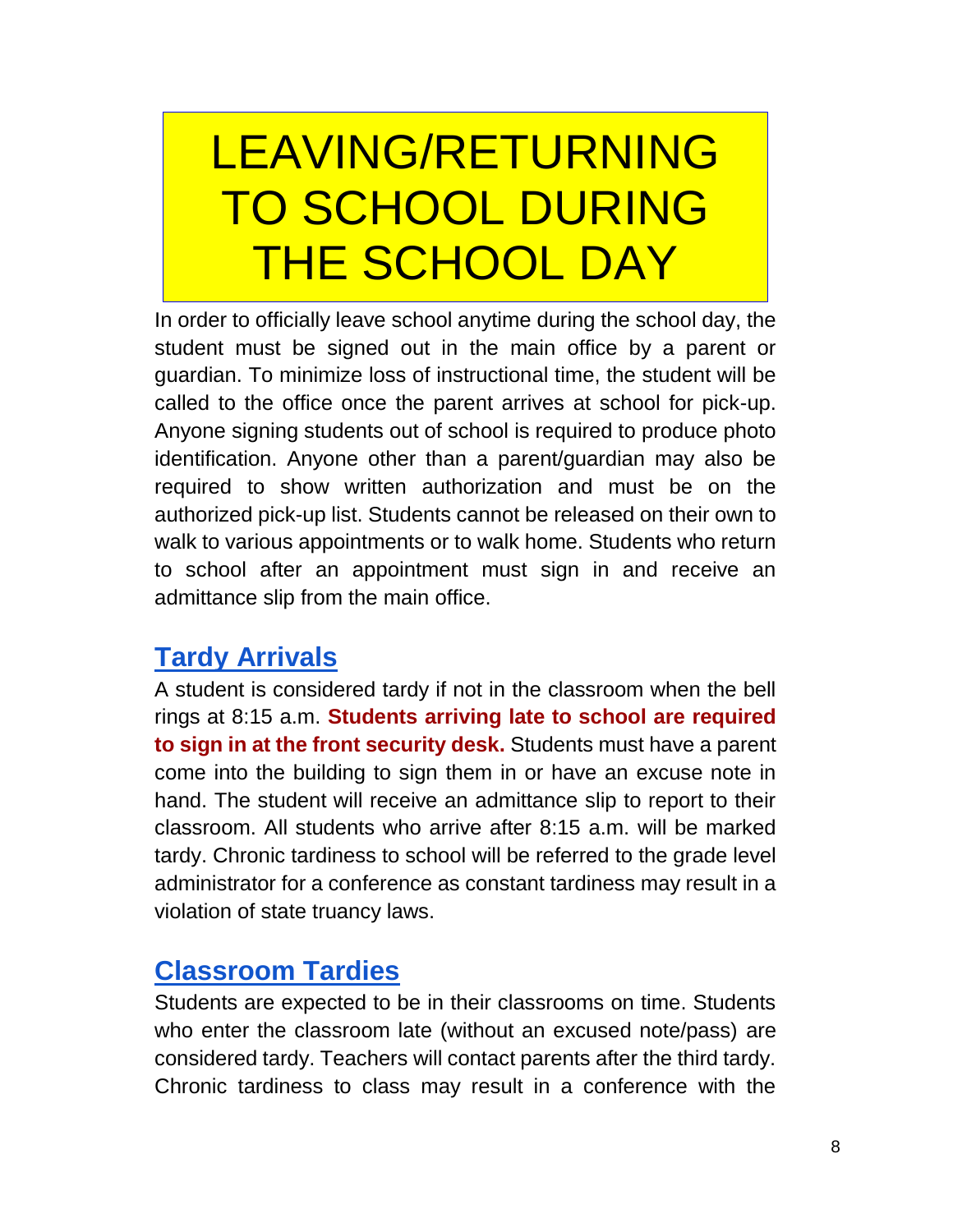# LEAVING/RETURNING TO SCHOOL DURING THE SCHOOL DAY

In order to officially leave school anytime during the school day, the student must be signed out in the main office by a parent or guardian. To minimize loss of instructional time, the student will be called to the office once the parent arrives at school for pick-up. Anyone signing students out of school is required to produce photo identification. Anyone other than a parent/guardian may also be required to show written authorization and must be on the authorized pick-up list. Students cannot be released on their own to walk to various appointments or to walk home. Students who return to school after an appointment must sign in and receive an admittance slip from the main office.

## Tardy Arrivals

A student is considered tardy if not in the classroom when the bell rings at 8:15 a.m. **Students arriving late to school are required to sign in at the front security desk.** Students must have a parent come into the building to sign them in or have an excuse note in hand. The student will receive an admittance slip to report to their classroom. All students who arrive after 8:15 a.m. will be marked tardy. Chronic tardiness to school will be referred to the grade level administrator for a conference as constant tardiness may result in a violation of state truancy laws.

## Classroom Tardies

Students are expected to be in their classrooms on time. Students who enter the classroom late (without an excused note/pass) are considered tardy. Teachers will contact parents after the third tardy. Chronic tardiness to class may result in a conference with the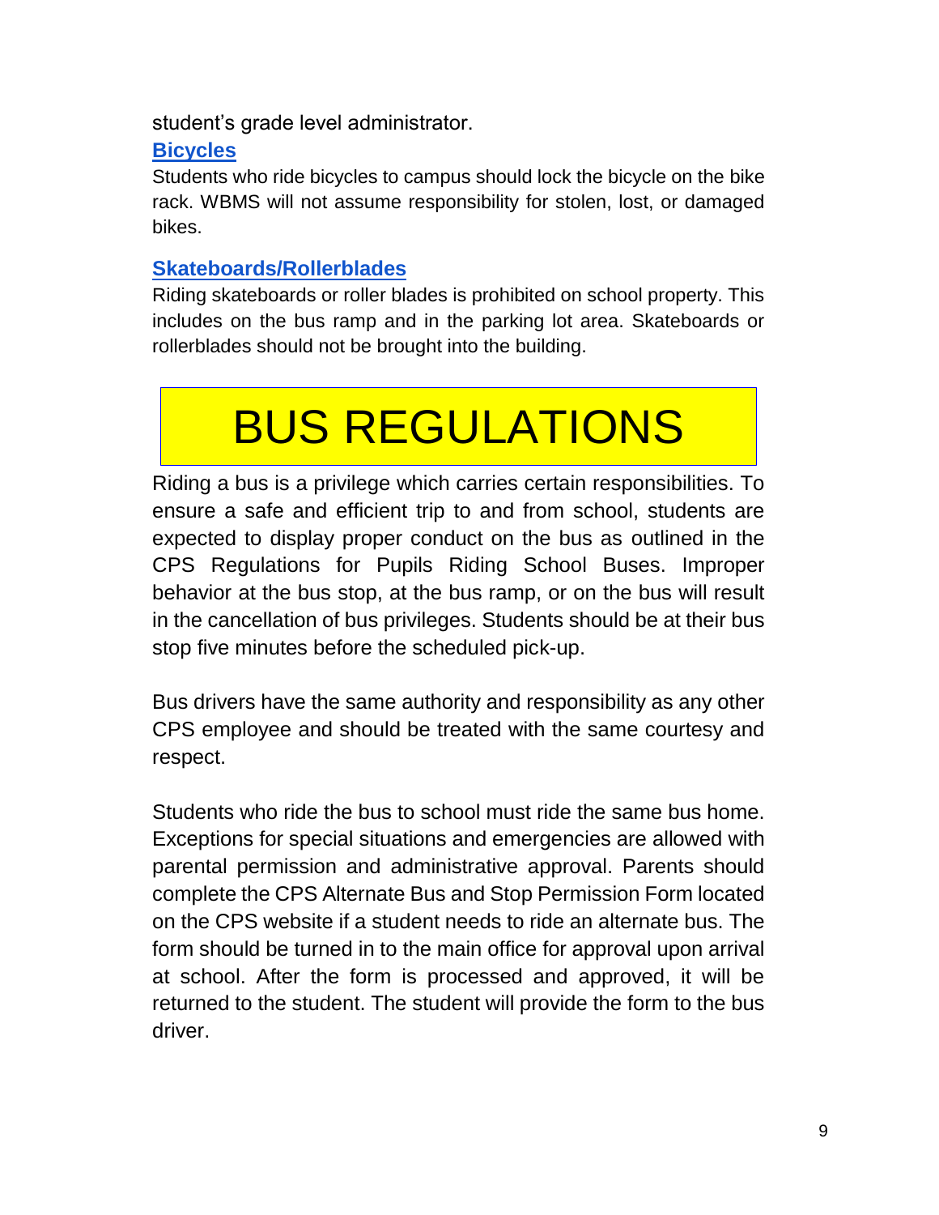student's grade level administrator.

### Bicycles

Students who ride bicycles to campus should lock the bicycle on the bike rack. WBMS will not assume responsibility for stolen, lost, or damaged bikes.

### Skateboards/Rollerblades

Riding skateboards or roller blades is prohibited on school property. This includes on the bus ramp and in the parking lot area. Skateboards or rollerblades should not be brought into the building.

# BUS REGULATIONS

Riding a bus is a privilege which carries certain responsibilities. To ensure a safe and efficient trip to and from school, students are expected to display proper conduct on the bus as outlined in the CPS Regulations for Pupils Riding School Buses. Improper behavior at the bus stop, at the bus ramp, or on the bus will result in the cancellation of bus privileges. Students should be at their bus stop five minutes before the scheduled pick-up.

Bus drivers have the same authority and responsibility as any other CPS employee and should be treated with the same courtesy and respect.

Students who ride the bus to school must ride the same bus home. Exceptions for special situations and emergencies are allowed with parental permission and administrative approval. Parents should complete the CPS Alternate Bus and Stop Permission Form located on the CPS website if a student needs to ride an alternate bus. The form should be turned in to the main office for approval upon arrival at school. After the form is processed and approved, it will be returned to the student. The student will provide the form to the bus driver.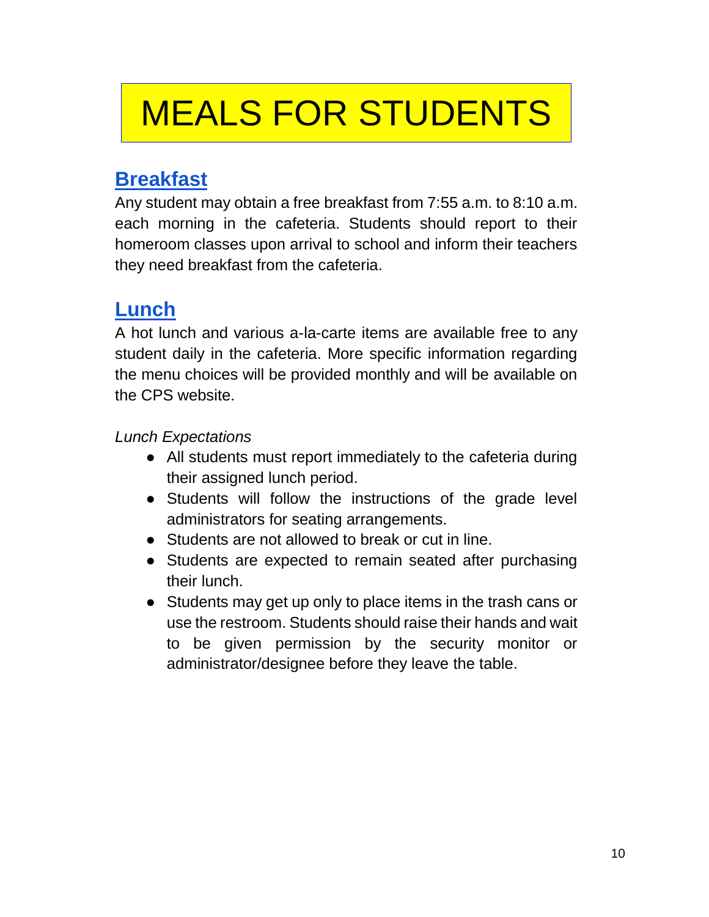# MEALS FOR STUDENTS

## Breakfast

Any student may obtain a free breakfast from 7:55 a.m. to 8:10 a.m. each morning in the cafeteria. Students should report to their homeroom classes upon arrival to school and inform their teachers they need breakfast from the cafeteria.

## Lunch

A hot lunch and various a-la-carte items are available free to any student daily in the cafeteria. More specific information regarding the menu choices will be provided monthly and will be available on the CPS website.

*Lunch Expectations*

- All students must report immediately to the cafeteria during their assigned lunch period.
- Students will follow the instructions of the grade level administrators for seating arrangements.
- Students are not allowed to break or cut in line.
- Students are expected to remain seated after purchasing their lunch.
- Students may get up only to place items in the trash cans or use the restroom. Students should raise their hands and wait to be given permission by the security monitor or administrator/designee before they leave the table.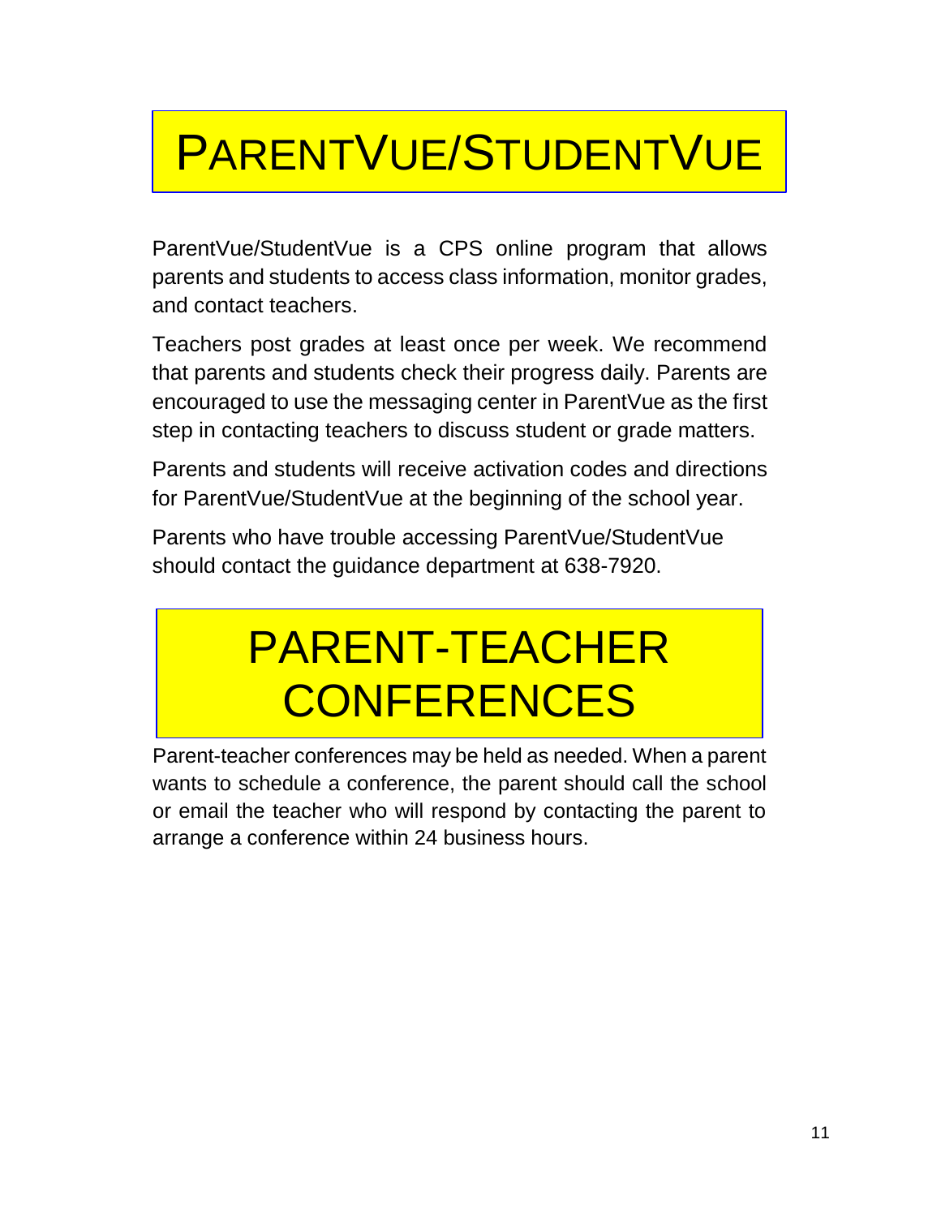# ParentVue/StudentVue

ParentVue/StudentVue is a CPS online program that allows parents and students to access class information, monitor grades, and contact teachers.

Teachers post grades at least once per week. We recommend that parents and students check their progress daily. Parents are encouraged to use the messaging center in ParentVue as the first step in contacting teachers to discuss student or grade matters.

Parents and students will receive activation codes and directions for ParentVue/StudentVue at the beginning of the school year.

Parents who have trouble accessing ParentVue/StudentVue should contact the guidance department at 638-7920.

# PARENT-TEACHER CONFERENCES

Parent-teacher conferences may be held as needed. When a parent wants to schedule a conference, the parent should call the school or email the teacher who will respond by contacting the parent to arrange a conference within 24 business hours.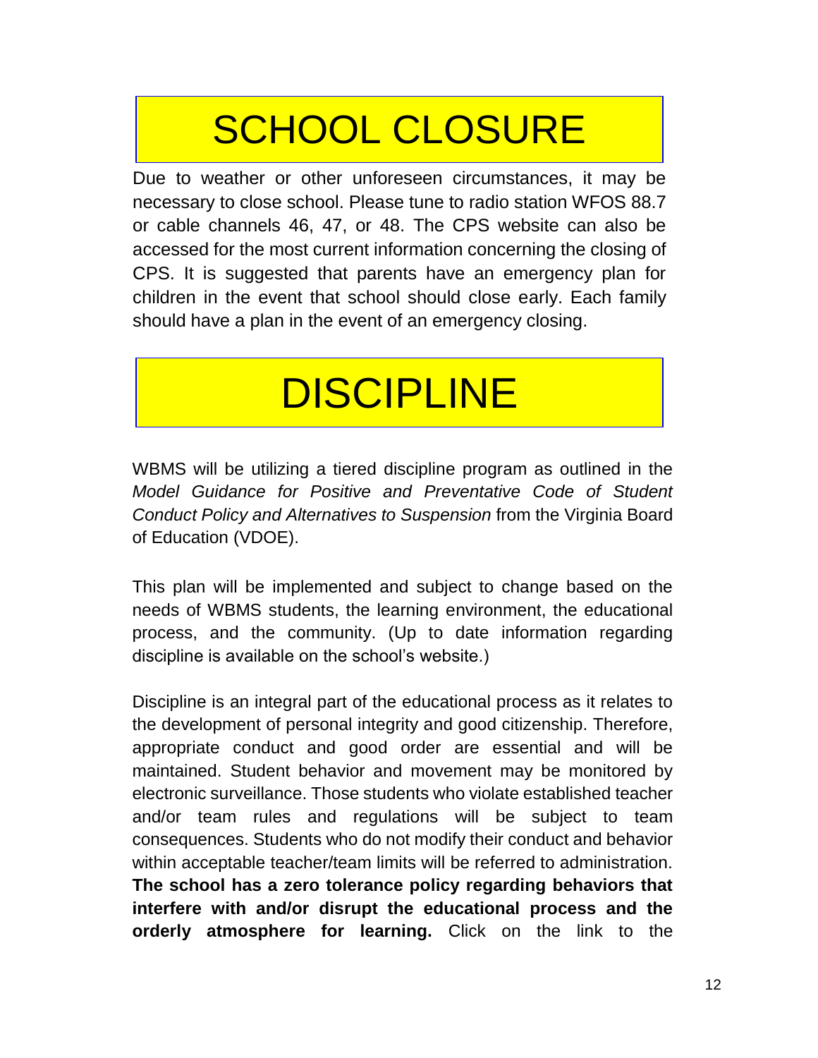# SCHOOL CLOSURE

Due to weather or other unforeseen circumstances, it may be necessary to close school. Please tune to radio station WFOS 88.7 or cable channels 46, 47, or 48. The CPS website can also be accessed for the most current information concerning the closing of CPS. It is suggested that parents have an emergency plan for children in the event that school should close early. Each family should have a plan in the event of an emergency closing.

# DISCIPLINE

WBMS will be utilizing a tiered discipline program as outlined in the *Model Guidance for Positive and Preventative Code of Student Conduct Policy and Alternatives to Suspension* from the Virginia Board of Education (VDOE).

This plan will be implemented and subject to change based on the needs of WBMS students, the learning environment, the educational process, and the community. (Up to date information regarding discipline is available on the school's website.)

Discipline is an integral part of the educational process as it relates to the development of personal integrity and good citizenship. Therefore, appropriate conduct and good order are essential and will be maintained. Student behavior and movement may be monitored by electronic surveillance. Those students who violate established teacher and/or team rules and regulations will be subject to team consequences. Students who do not modify their conduct and behavior within acceptable teacher/team limits will be referred to administration. **The school has a zero tolerance policy regarding behaviors that interfere with and/or disrupt the educational process and the orderly atmosphere for learning.** Click on the link to the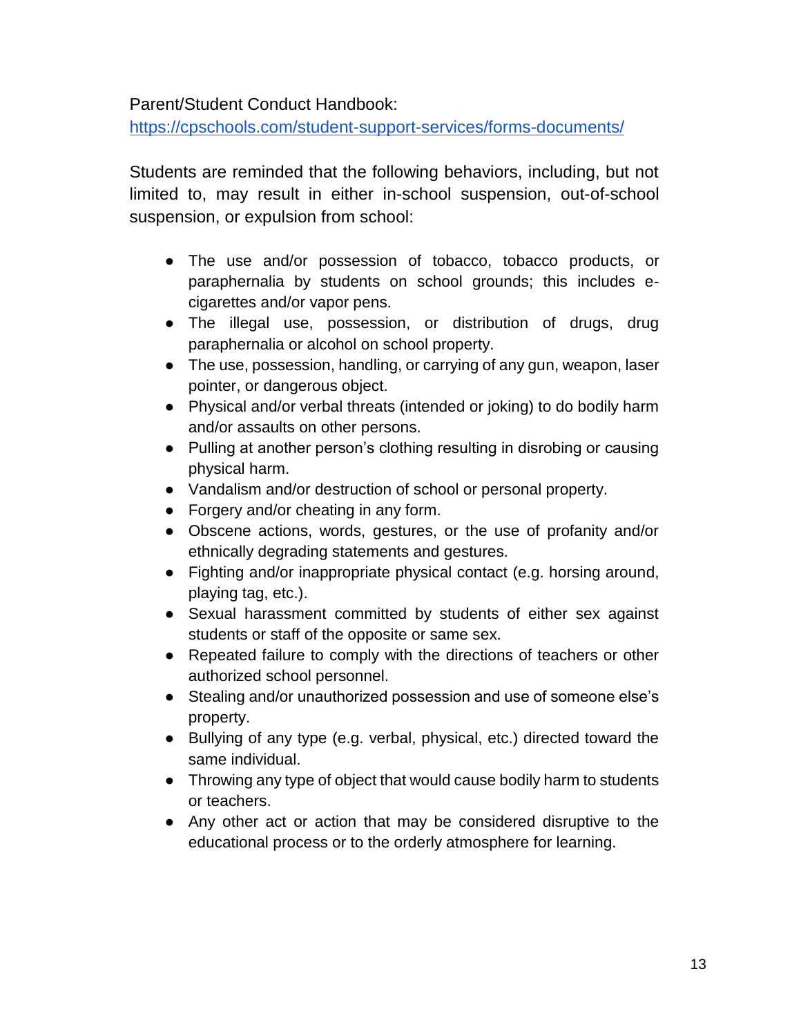Parent/Student Conduct Handbook:
https://cpschools.com/student-support-services/forms-documents/

Students are reminded that the following behaviors, including, but not limited to, may result in either in-school suspension, out-of-school suspension, or expulsion from school:

- The use and/or possession of tobacco, tobacco products, or paraphernalia by students on school grounds; this includes e-cigarettes and/or vapor pens.
- The illegal use, possession, or distribution of drugs, drug paraphernalia or alcohol on school property.
- The use, possession, handling, or carrying of any gun, weapon, laser pointer, or dangerous object.
- Physical and/or verbal threats (intended or joking) to do bodily harm and/or assaults on other persons.
- Pulling at another person's clothing resulting in disrobing or causing physical harm.
- Vandalism and/or destruction of school or personal property.
- Forgery and/or cheating in any form.
- Obscene actions, words, gestures, or the use of profanity and/or ethnically degrading statements and gestures.
- Fighting and/or inappropriate physical contact (e.g. horsing around, playing tag, etc.).
- Sexual harassment committed by students of either sex against students or staff of the opposite or same sex.
- Repeated failure to comply with the directions of teachers or other authorized school personnel.
- Stealing and/or unauthorized possession and use of someone else's property.
- Bullying of any type (e.g. verbal, physical, etc.) directed toward the same individual.
- Throwing any type of object that would cause bodily harm to students or teachers.
- Any other act or action that may be considered disruptive to the educational process or to the orderly atmosphere for learning.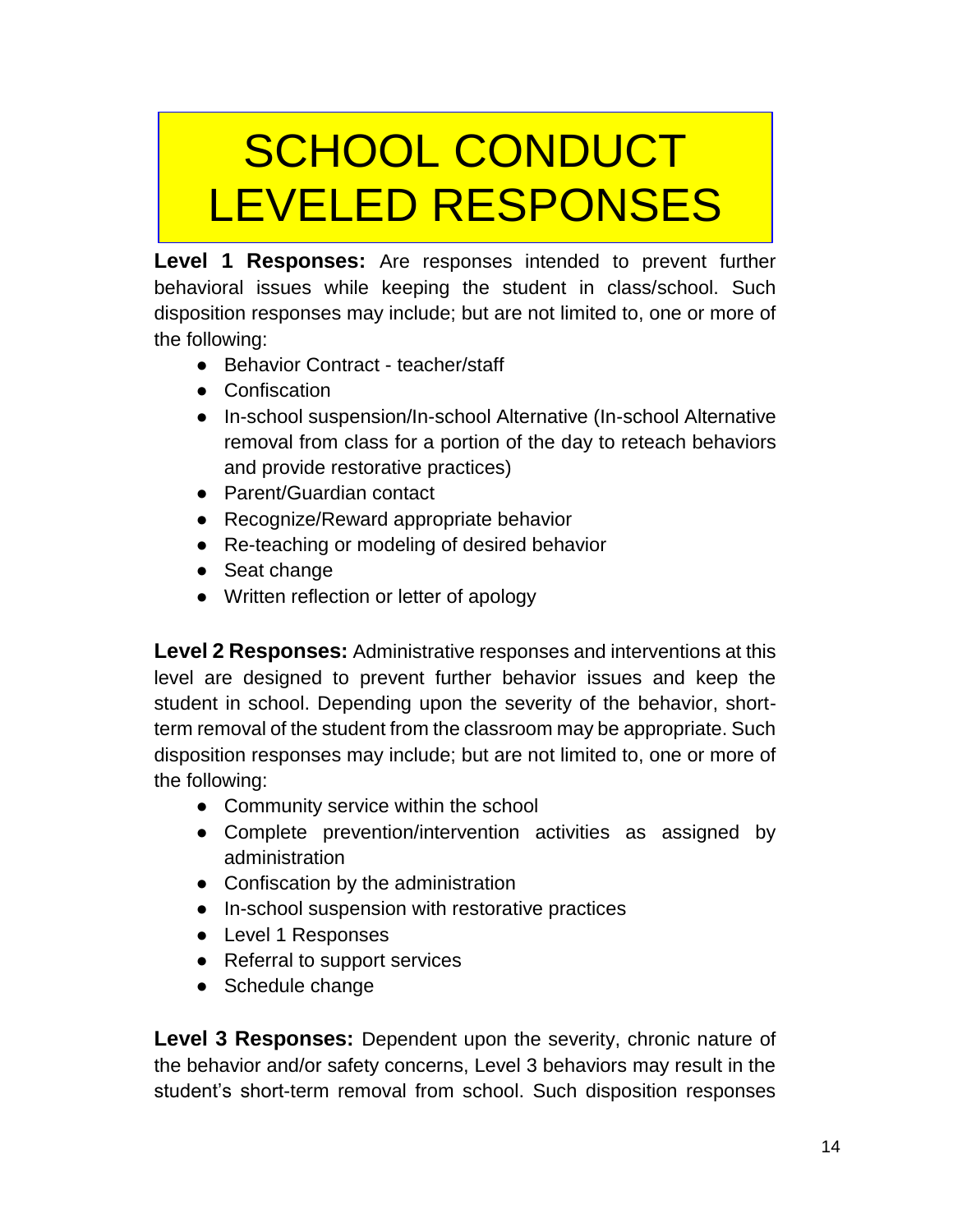# SCHOOL CONDUCT LEVELED RESPONSES

**Level 1 Responses:** Are responses intended to prevent further behavioral issues while keeping the student in class/school. Such disposition responses may include; but are not limited to, one or more of the following:

- Behavior Contract - teacher/staff
- Confiscation
- In-school suspension/In-school Alternative (In-school Alternative removal from class for a portion of the day to reteach behaviors and provide restorative practices)
- Parent/Guardian contact
- Recognize/Reward appropriate behavior
- Re-teaching or modeling of desired behavior
- Seat change
- Written reflection or letter of apology

**Level 2 Responses:** Administrative responses and interventions at this level are designed to prevent further behavior issues and keep the student in school. Depending upon the severity of the behavior, short-term removal of the student from the classroom may be appropriate. Such disposition responses may include; but are not limited to, one or more of the following:

- Community service within the school
- Complete prevention/intervention activities as assigned by administration
- Confiscation by the administration
- In-school suspension with restorative practices
- Level 1 Responses
- Referral to support services
- Schedule change

**Level 3 Responses:** Dependent upon the severity, chronic nature of the behavior and/or safety concerns, Level 3 behaviors may result in the student's short-term removal from school. Such disposition responses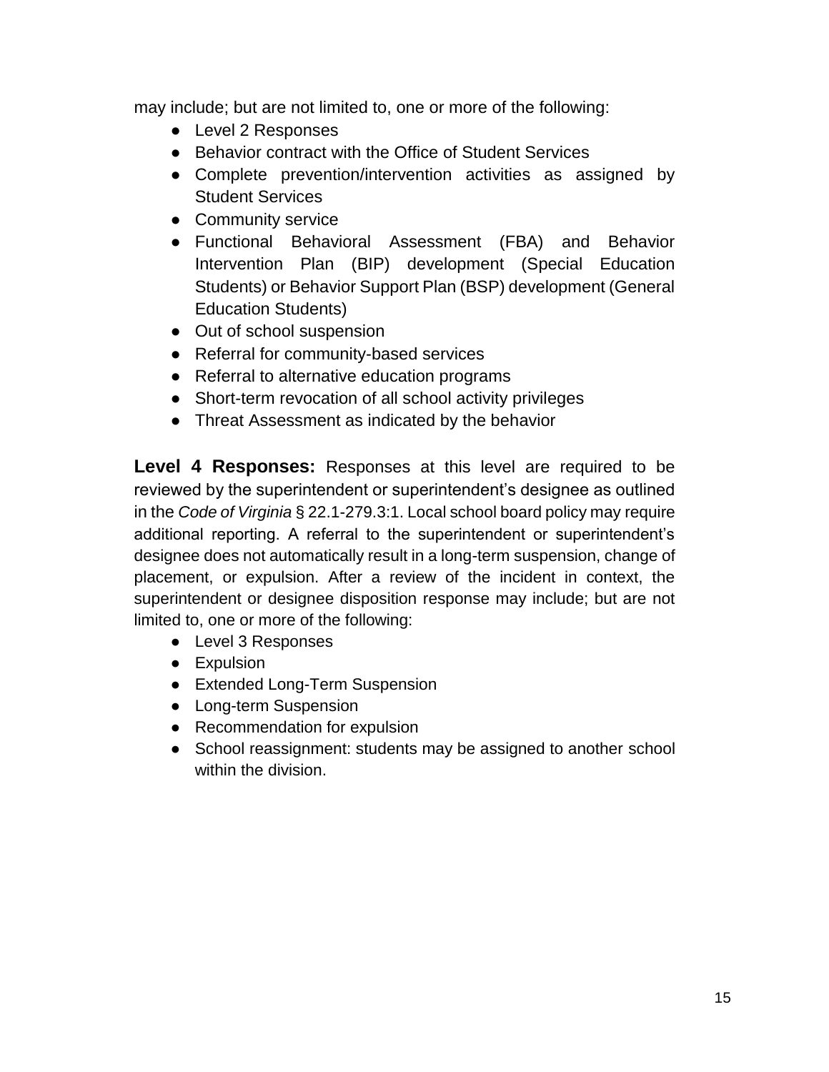may include; but are not limited to, one or more of the following:

- Level 2 Responses
- Behavior contract with the Office of Student Services
- Complete prevention/intervention activities as assigned by Student Services
- Community service
- Functional Behavioral Assessment (FBA) and Behavior Intervention Plan (BIP) development (Special Education Students) or Behavior Support Plan (BSP) development (General Education Students)
- Out of school suspension
- Referral for community-based services
- Referral to alternative education programs
- Short-term revocation of all school activity privileges
- Threat Assessment as indicated by the behavior

**Level 4 Responses:** Responses at this level are required to be reviewed by the superintendent or superintendent's designee as outlined in the *Code of Virginia* § 22.1-279.3:1. Local school board policy may require additional reporting. A referral to the superintendent or superintendent's designee does not automatically result in a long-term suspension, change of placement, or expulsion. After a review of the incident in context, the superintendent or designee disposition response may include; but are not limited to, one or more of the following:

- Level 3 Responses
- Expulsion
- Extended Long-Term Suspension
- Long-term Suspension
- Recommendation for expulsion
- School reassignment: students may be assigned to another school within the division.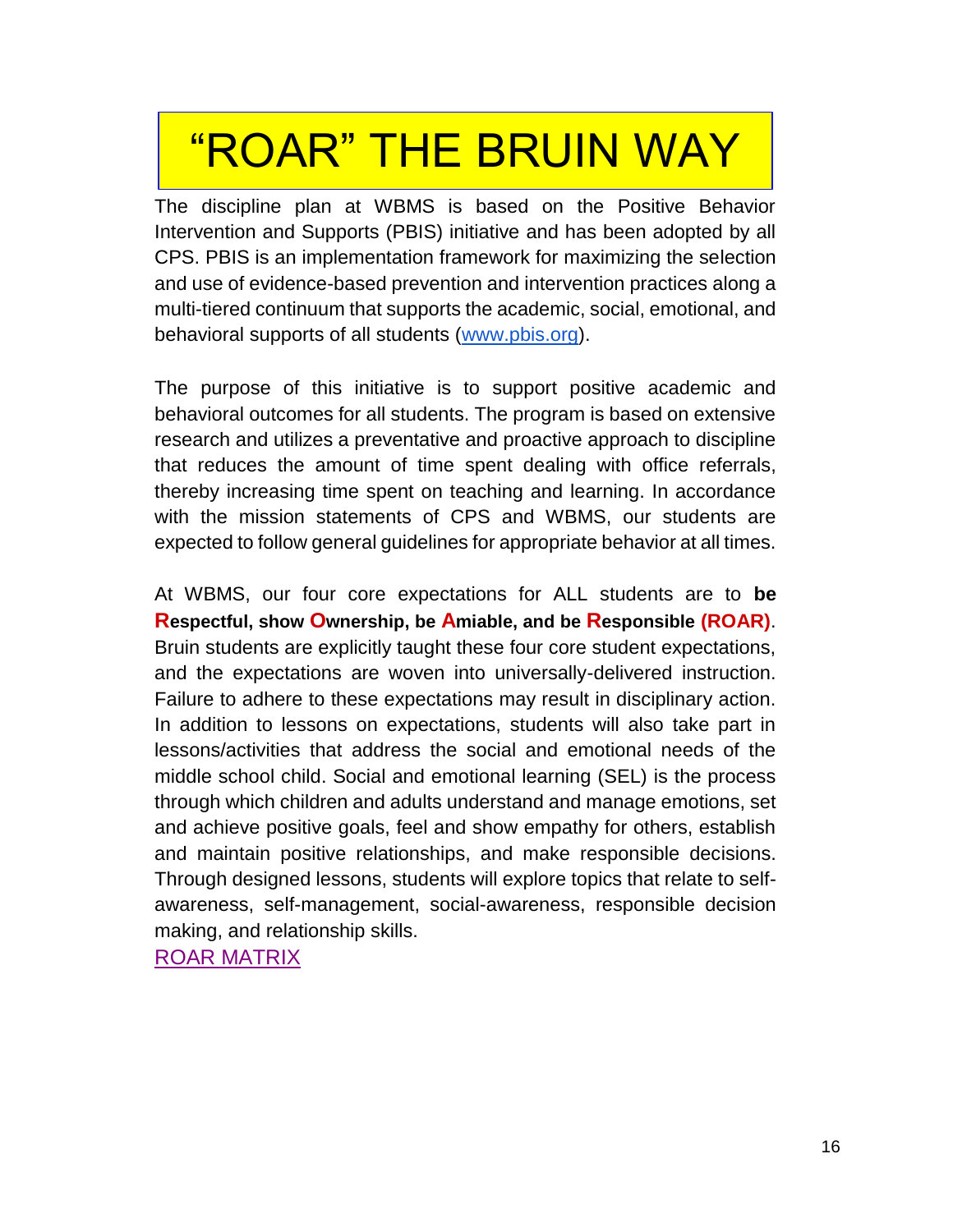# "ROAR" THE BRUIN WAY

The discipline plan at WBMS is based on the Positive Behavior Intervention and Supports (PBIS) initiative and has been adopted by all CPS. PBIS is an implementation framework for maximizing the selection and use of evidence-based prevention and intervention practices along a multi-tiered continuum that supports the academic, social, emotional, and behavioral supports of all students ([www.pbis.org](www.pbis.org)).

The purpose of this initiative is to support positive academic and behavioral outcomes for all students. The program is based on extensive research and utilizes a preventative and proactive approach to discipline that reduces the amount of time spent dealing with office referrals, thereby increasing time spent on teaching and learning. In accordance with the mission statements of CPS and WBMS, our students are expected to follow general guidelines for appropriate behavior at all times.

At WBMS, our four core expectations for ALL students are to **be Respectful, show Ownership, be Amiable, and be Responsible (ROAR)**. Bruin students are explicitly taught these four core student expectations, and the expectations are woven into universally-delivered instruction. Failure to adhere to these expectations may result in disciplinary action. In addition to lessons on expectations, students will also take part in lessons/activities that address the social and emotional needs of the middle school child. Social and emotional learning (SEL) is the process through which children and adults understand and manage emotions, set and achieve positive goals, feel and show empathy for others, establish and maintain positive relationships, and make responsible decisions. Through designed lessons, students will explore topics that relate to self-awareness, self-management, social-awareness, responsible decision making, and relationship skills.

ROAR MATRIX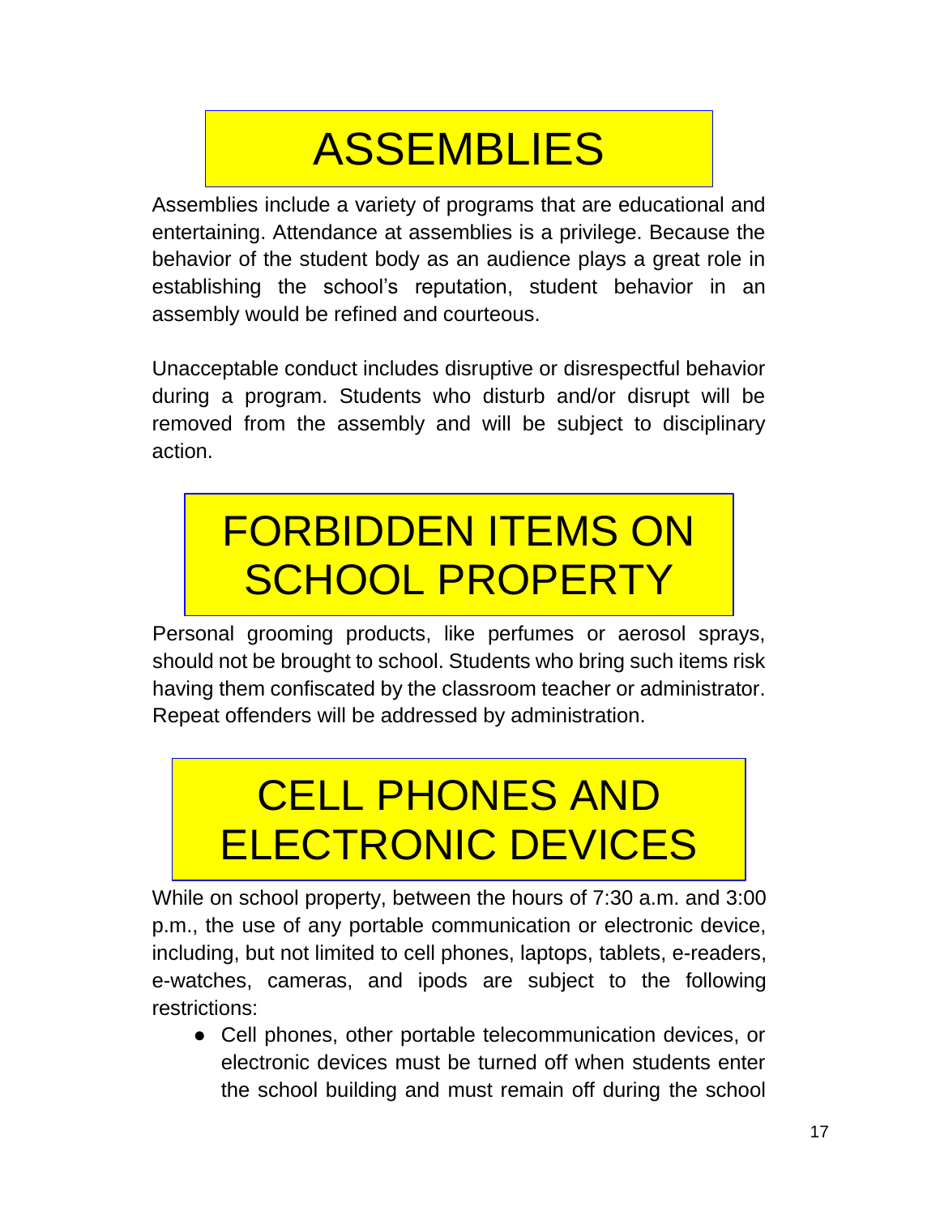# ASSEMBLIES

Assemblies include a variety of programs that are educational and entertaining. Attendance at assemblies is a privilege. Because the behavior of the student body as an audience plays a great role in establishing the school's reputation, student behavior in an assembly would be refined and courteous.

Unacceptable conduct includes disruptive or disrespectful behavior during a program. Students who disturb and/or disrupt will be removed from the assembly and will be subject to disciplinary action.

# FORBIDDEN ITEMS ON SCHOOL PROPERTY

Personal grooming products, like perfumes or aerosol sprays, should not be brought to school. Students who bring such items risk having them confiscated by the classroom teacher or administrator. Repeat offenders will be addressed by administration.

# CELL PHONES AND ELECTRONIC DEVICES

While on school property, between the hours of 7:30 a.m. and 3:00 p.m., the use of any portable communication or electronic device, including, but not limited to cell phones, laptops, tablets, e-readers, e-watches, cameras, and ipods are subject to the following restrictions:

- Cell phones, other portable telecommunication devices, or electronic devices must be turned off when students enter the school building and must remain off during the school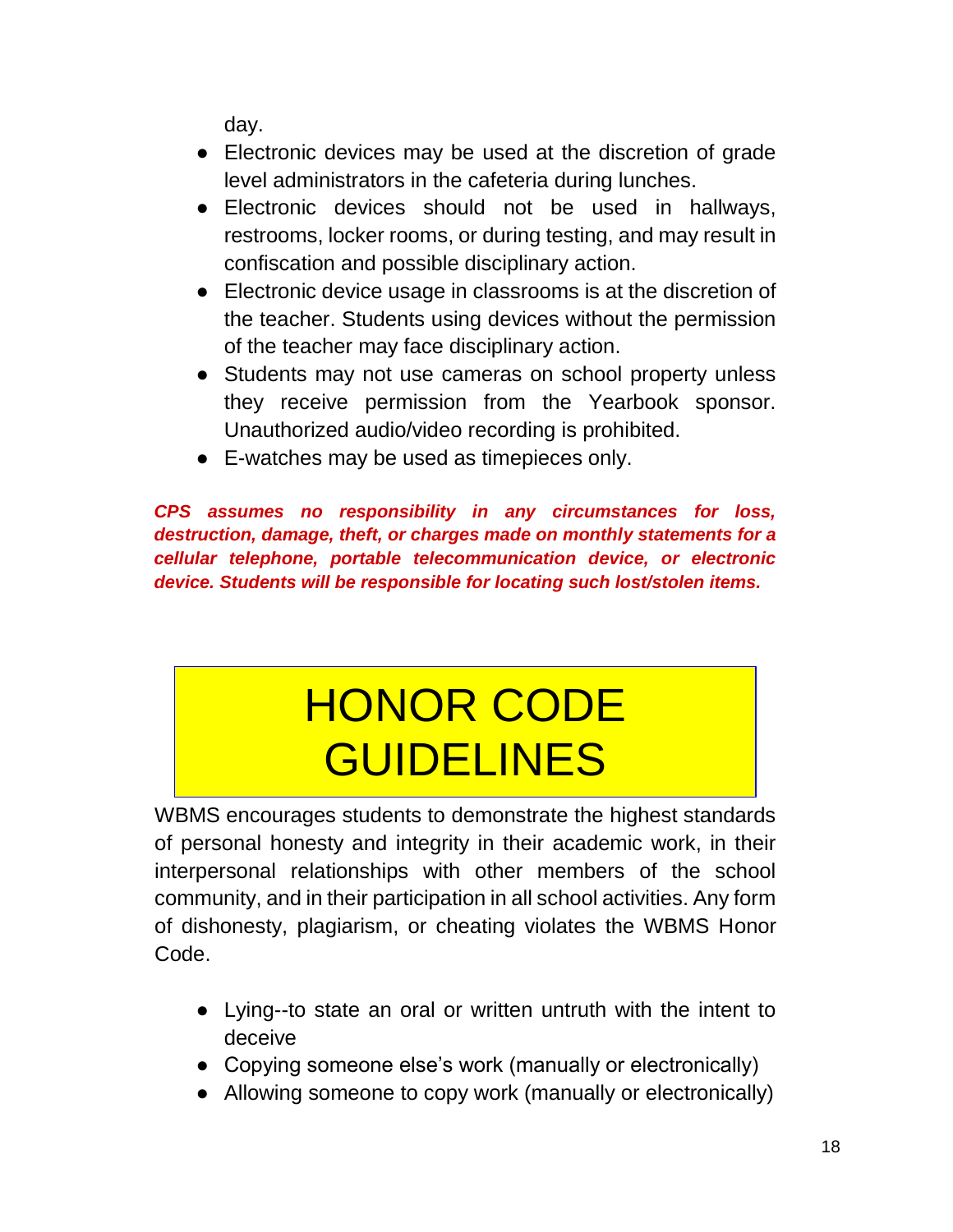day.

- Electronic devices may be used at the discretion of grade level administrators in the cafeteria during lunches.
- Electronic devices should not be used in hallways, restrooms, locker rooms, or during testing, and may result in confiscation and possible disciplinary action.
- Electronic device usage in classrooms is at the discretion of the teacher. Students using devices without the permission of the teacher may face disciplinary action.
- Students may not use cameras on school property unless they receive permission from the Yearbook sponsor. Unauthorized audio/video recording is prohibited.
- E-watches may be used as timepieces only.

***CPS assumes no responsibility in any circumstances for loss, destruction, damage, theft, or charges made on monthly statements for a cellular telephone, portable telecommunication device, or electronic device. Students will be responsible for locating such lost/stolen items.***

# HONOR CODE GUIDELINES

WBMS encourages students to demonstrate the highest standards of personal honesty and integrity in their academic work, in their interpersonal relationships with other members of the school community, and in their participation in all school activities. Any form of dishonesty, plagiarism, or cheating violates the WBMS Honor Code.

- Lying--to state an oral or written untruth with the intent to deceive
- Copying someone else's work (manually or electronically)
- Allowing someone to copy work (manually or electronically)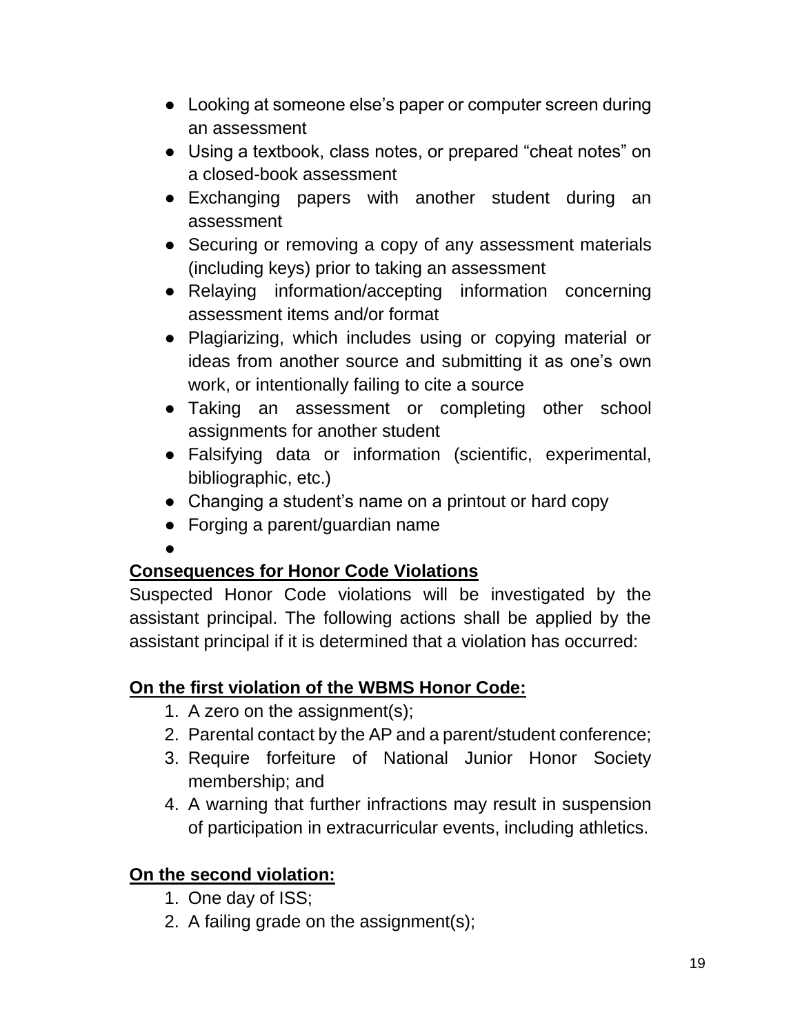- Looking at someone else's paper or computer screen during an assessment
- Using a textbook, class notes, or prepared "cheat notes" on a closed-book assessment
- Exchanging papers with another student during an assessment
- Securing or removing a copy of any assessment materials (including keys) prior to taking an assessment
- Relaying information/accepting information concerning assessment items and/or format
- Plagiarizing, which includes using or copying material or ideas from another source and submitting it as one's own work, or intentionally failing to cite a source
- Taking an assessment or completing other school assignments for another student
- Falsifying data or information (scientific, experimental, bibliographic, etc.)
- Changing a student's name on a printout or hard copy
- Forging a parent/guardian name
-

**<u>Consequences for Honor Code Violations</u>**

Suspected Honor Code violations will be investigated by the assistant principal. The following actions shall be applied by the assistant principal if it is determined that a violation has occurred:

**<u>On the first violation of the WBMS Honor Code:</u>**

1. A zero on the assignment(s);
2. Parental contact by the AP and a parent/student conference;
3. Require forfeiture of National Junior Honor Society membership; and
4. A warning that further infractions may result in suspension of participation in extracurricular events, including athletics.

**<u>On the second violation:</u>**

1. One day of ISS;
2. A failing grade on the assignment(s);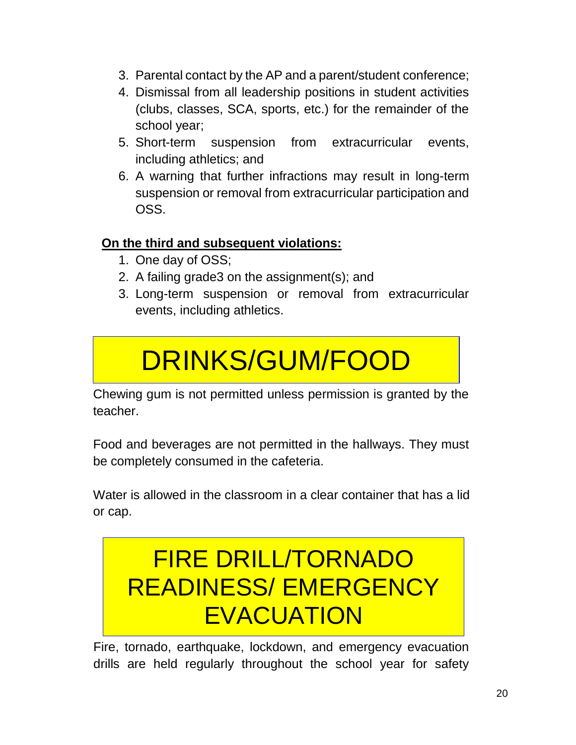3. Parental contact by the AP and a parent/student conference;
4. Dismissal from all leadership positions in student activities (clubs, classes, SCA, sports, etc.) for the remainder of the school year;
5. Short-term suspension from extracurricular events, including athletics; and
6. A warning that further infractions may result in long-term suspension or removal from extracurricular participation and OSS.

**On the third and subsequent violations:**

1. One day of OSS;
2. A failing grade3 on the assignment(s); and
3. Long-term suspension or removal from extracurricular events, including athletics.

# DRINKS/GUM/FOOD

Chewing gum is not permitted unless permission is granted by the teacher.

Food and beverages are not permitted in the hallways. They must be completely consumed in the cafeteria.

Water is allowed in the classroom in a clear container that has a lid or cap.

# FIRE DRILL/TORNADO READINESS/ EMERGENCY EVACUATION

Fire, tornado, earthquake, lockdown, and emergency evacuation drills are held regularly throughout the school year for safety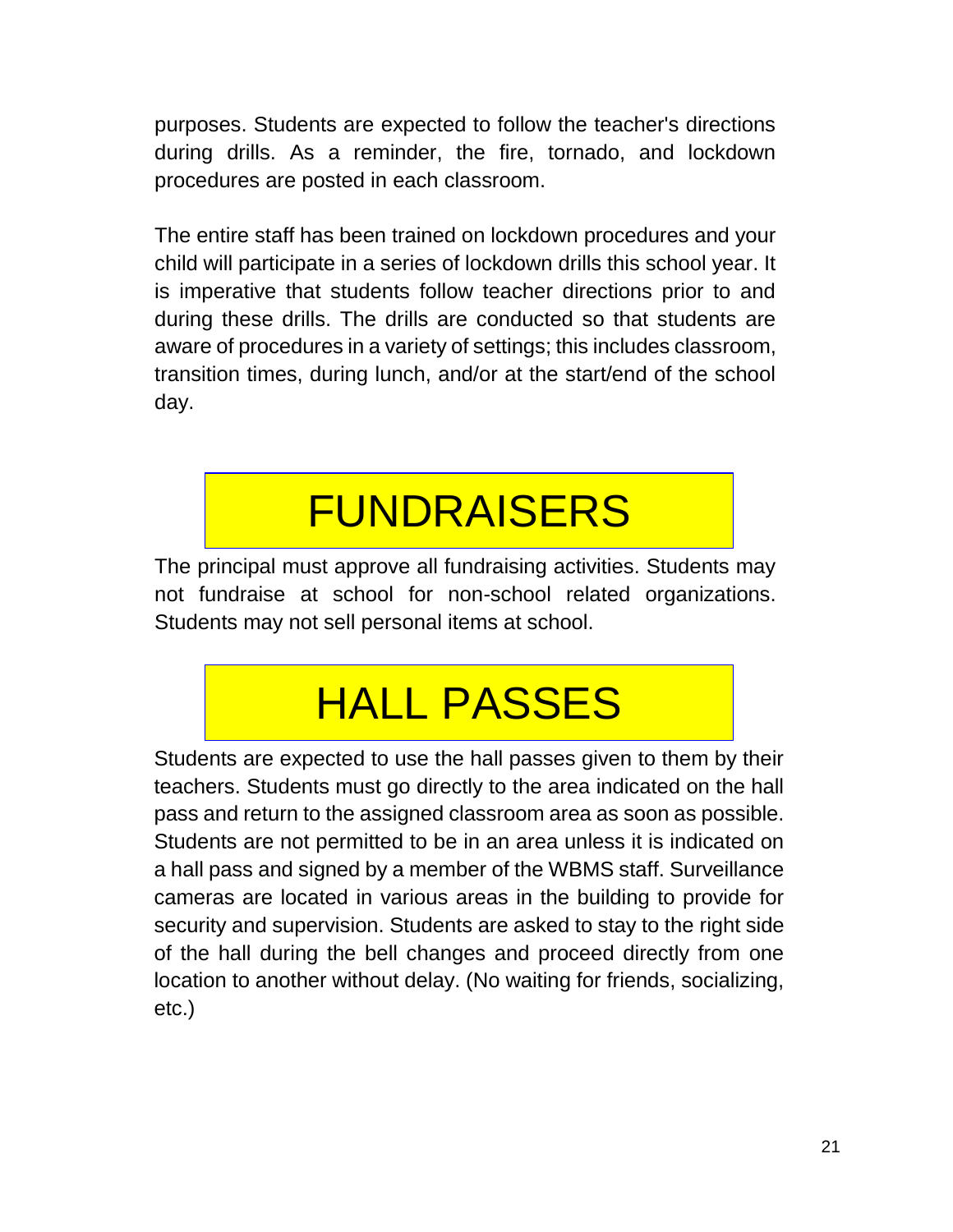purposes. Students are expected to follow the teacher's directions during drills. As a reminder, the fire, tornado, and lockdown procedures are posted in each classroom.

The entire staff has been trained on lockdown procedures and your child will participate in a series of lockdown drills this school year. It is imperative that students follow teacher directions prior to and during these drills. The drills are conducted so that students are aware of procedures in a variety of settings; this includes classroom, transition times, during lunch, and/or at the start/end of the school day.

# FUNDRAISERS

The principal must approve all fundraising activities. Students may not fundraise at school for non-school related organizations. Students may not sell personal items at school.

# HALL PASSES

Students are expected to use the hall passes given to them by their teachers. Students must go directly to the area indicated on the hall pass and return to the assigned classroom area as soon as possible. Students are not permitted to be in an area unless it is indicated on a hall pass and signed by a member of the WBMS staff. Surveillance cameras are located in various areas in the building to provide for security and supervision. Students are asked to stay to the right side of the hall during the bell changes and proceed directly from one location to another without delay. (No waiting for friends, socializing, etc.)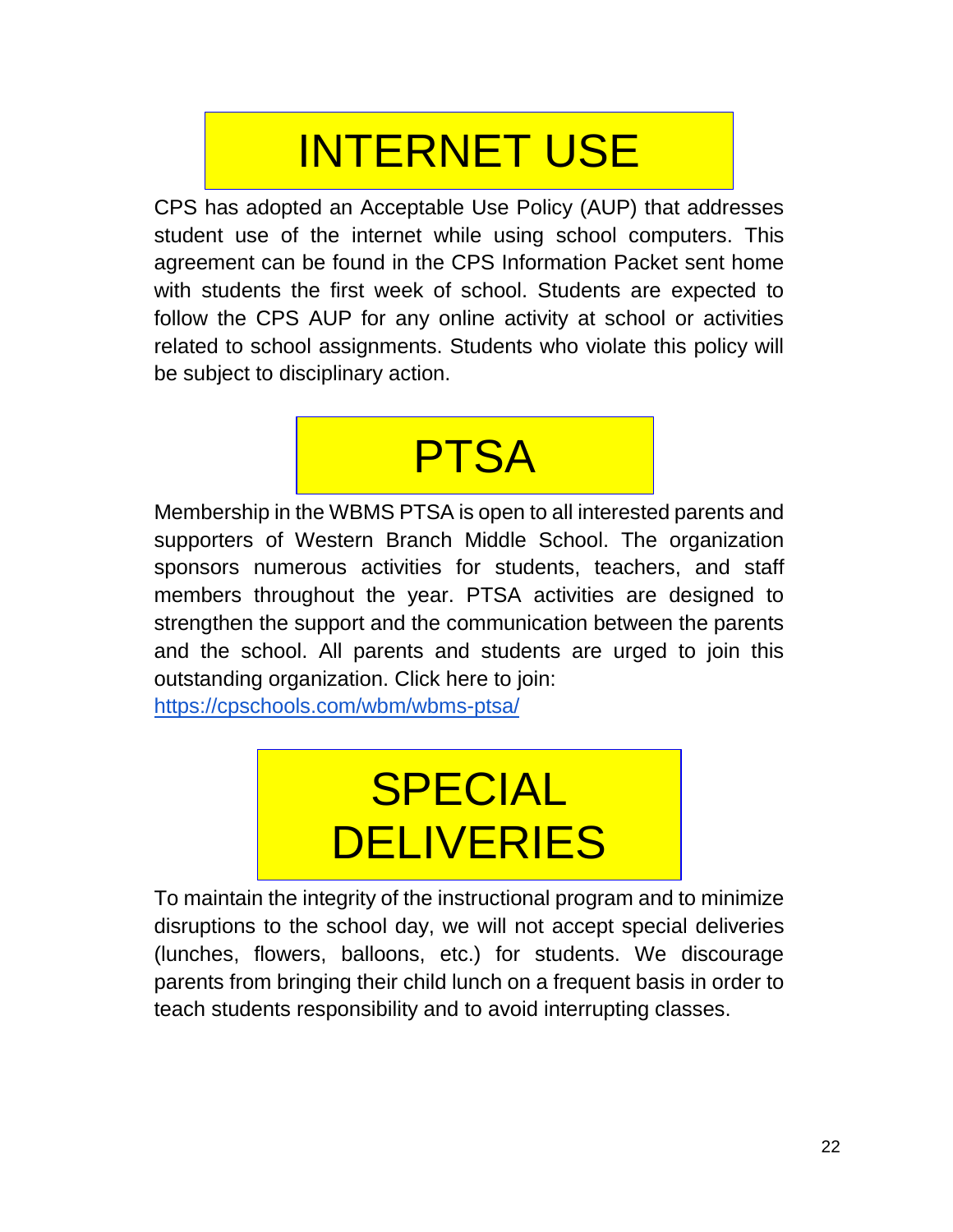# INTERNET USE

CPS has adopted an Acceptable Use Policy (AUP) that addresses student use of the internet while using school computers. This agreement can be found in the CPS Information Packet sent home with students the first week of school. Students are expected to follow the CPS AUP for any online activity at school or activities related to school assignments. Students who violate this policy will be subject to disciplinary action.

# PTSA

Membership in the WBMS PTSA is open to all interested parents and supporters of Western Branch Middle School. The organization sponsors numerous activities for students, teachers, and staff members throughout the year. PTSA activities are designed to strengthen the support and the communication between the parents and the school. All parents and students are urged to join this outstanding organization. Click here to join:
[https://cpschools.com/wbm/wbms-ptsa/](https://cpschools.com/wbm/wbms-ptsa/)

# SPECIAL DELIVERIES

To maintain the integrity of the instructional program and to minimize disruptions to the school day, we will not accept special deliveries (lunches, flowers, balloons, etc.) for students. We discourage parents from bringing their child lunch on a frequent basis in order to teach students responsibility and to avoid interrupting classes.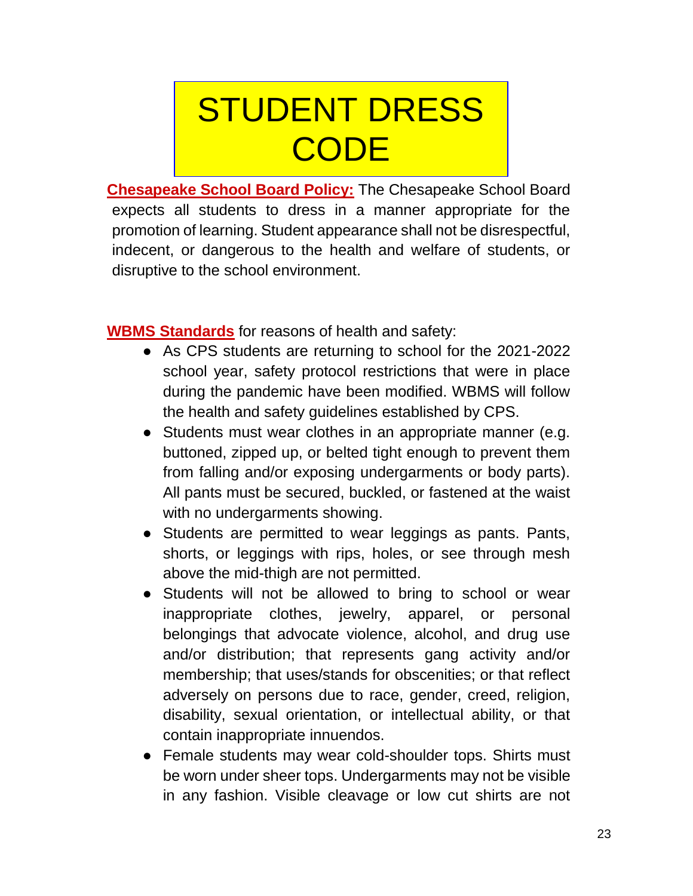# STUDENT DRESS CODE

**Chesapeake School Board Policy:** The Chesapeake School Board expects all students to dress in a manner appropriate for the promotion of learning. Student appearance shall not be disrespectful, indecent, or dangerous to the health and welfare of students, or disruptive to the school environment.

**WBMS Standards** for reasons of health and safety:

- As CPS students are returning to school for the 2021-2022 school year, safety protocol restrictions that were in place during the pandemic have been modified. WBMS will follow the health and safety guidelines established by CPS.
- Students must wear clothes in an appropriate manner (e.g. buttoned, zipped up, or belted tight enough to prevent them from falling and/or exposing undergarments or body parts). All pants must be secured, buckled, or fastened at the waist with no undergarments showing.
- Students are permitted to wear leggings as pants. Pants, shorts, or leggings with rips, holes, or see through mesh above the mid-thigh are not permitted.
- Students will not be allowed to bring to school or wear inappropriate clothes, jewelry, apparel, or personal belongings that advocate violence, alcohol, and drug use and/or distribution; that represents gang activity and/or membership; that uses/stands for obscenities; or that reflect adversely on persons due to race, gender, creed, religion, disability, sexual orientation, or intellectual ability, or that contain inappropriate innuendos.
- Female students may wear cold-shoulder tops. Shirts must be worn under sheer tops. Undergarments may not be visible in any fashion. Visible cleavage or low cut shirts are not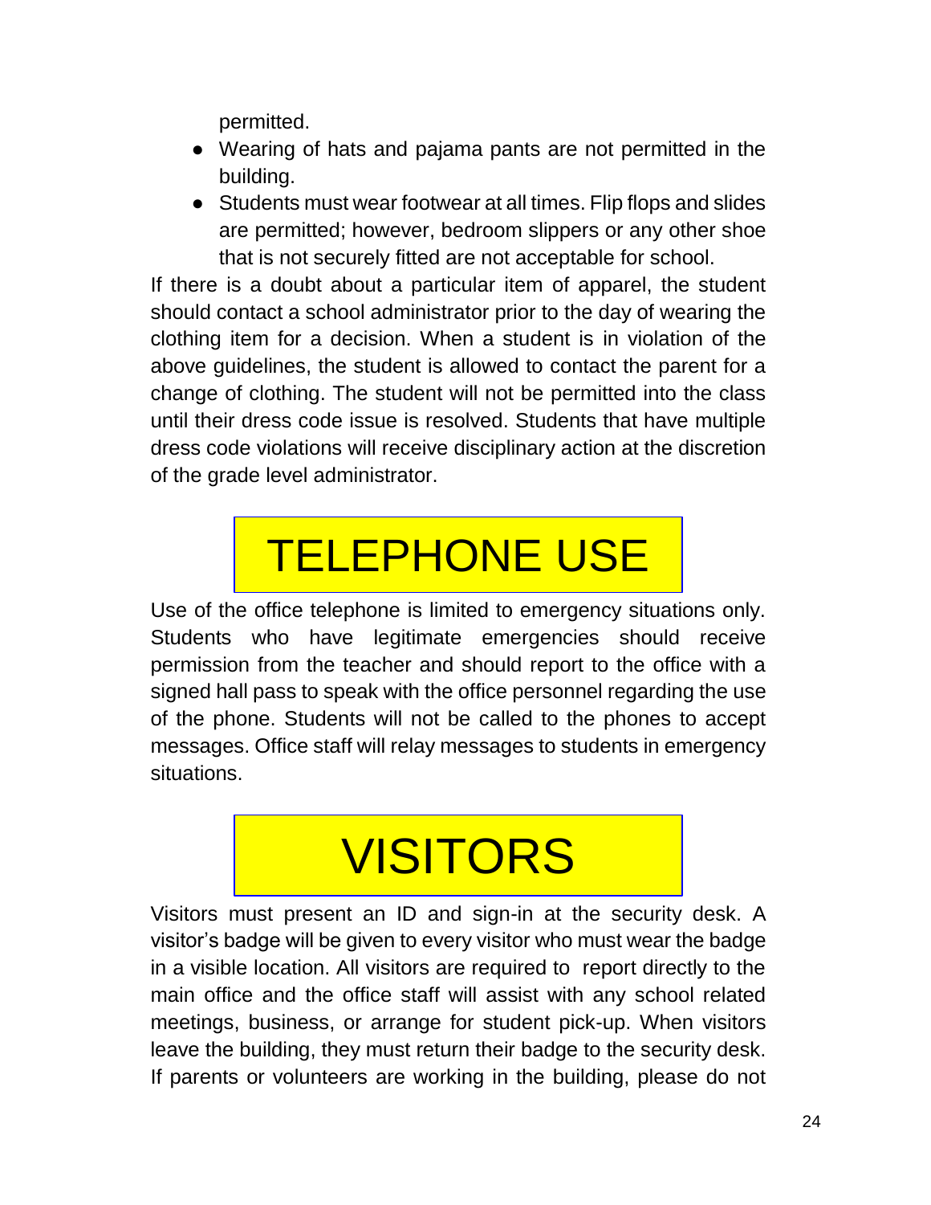permitted.

- Wearing of hats and pajama pants are not permitted in the building.
- Students must wear footwear at all times. Flip flops and slides are permitted; however, bedroom slippers or any other shoe that is not securely fitted are not acceptable for school.

If there is a doubt about a particular item of apparel, the student should contact a school administrator prior to the day of wearing the clothing item for a decision. When a student is in violation of the above guidelines, the student is allowed to contact the parent for a change of clothing. The student will not be permitted into the class until their dress code issue is resolved. Students that have multiple dress code violations will receive disciplinary action at the discretion of the grade level administrator.

# TELEPHONE USE

Use of the office telephone is limited to emergency situations only. Students who have legitimate emergencies should receive permission from the teacher and should report to the office with a signed hall pass to speak with the office personnel regarding the use of the phone. Students will not be called to the phones to accept messages. Office staff will relay messages to students in emergency situations.

# VISITORS

Visitors must present an ID and sign-in at the security desk. A visitor's badge will be given to every visitor who must wear the badge in a visible location. All visitors are required to report directly to the main office and the office staff will assist with any school related meetings, business, or arrange for student pick-up. When visitors leave the building, they must return their badge to the security desk. If parents or volunteers are working in the building, please do not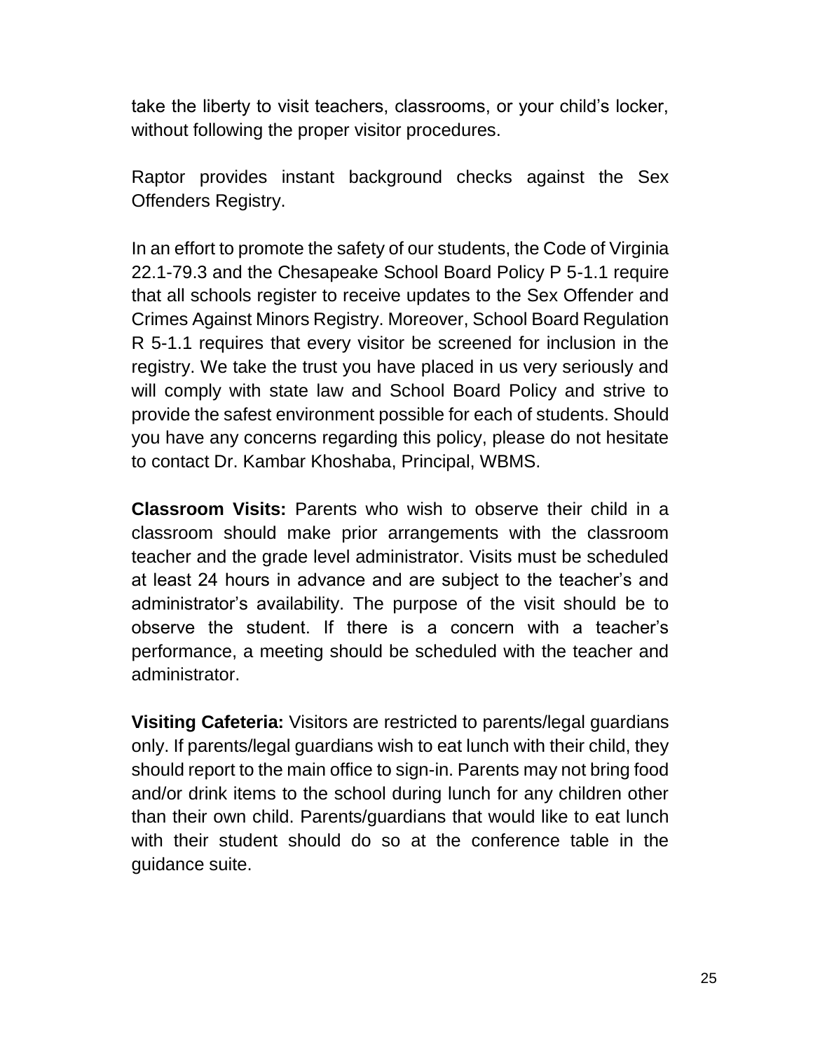take the liberty to visit teachers, classrooms, or your child's locker, without following the proper visitor procedures.

Raptor provides instant background checks against the Sex Offenders Registry.

In an effort to promote the safety of our students, the Code of Virginia 22.1-79.3 and the Chesapeake School Board Policy P 5-1.1 require that all schools register to receive updates to the Sex Offender and Crimes Against Minors Registry. Moreover, School Board Regulation R 5-1.1 requires that every visitor be screened for inclusion in the registry. We take the trust you have placed in us very seriously and will comply with state law and School Board Policy and strive to provide the safest environment possible for each of students. Should you have any concerns regarding this policy, please do not hesitate to contact Dr. Kambar Khoshaba, Principal, WBMS.

**Classroom Visits:** Parents who wish to observe their child in a classroom should make prior arrangements with the classroom teacher and the grade level administrator. Visits must be scheduled at least 24 hours in advance and are subject to the teacher's and administrator's availability. The purpose of the visit should be to observe the student. If there is a concern with a teacher's performance, a meeting should be scheduled with the teacher and administrator.

**Visiting Cafeteria:** Visitors are restricted to parents/legal guardians only. If parents/legal guardians wish to eat lunch with their child, they should report to the main office to sign-in. Parents may not bring food and/or drink items to the school during lunch for any children other than their own child. Parents/guardians that would like to eat lunch with their student should do so at the conference table in the guidance suite.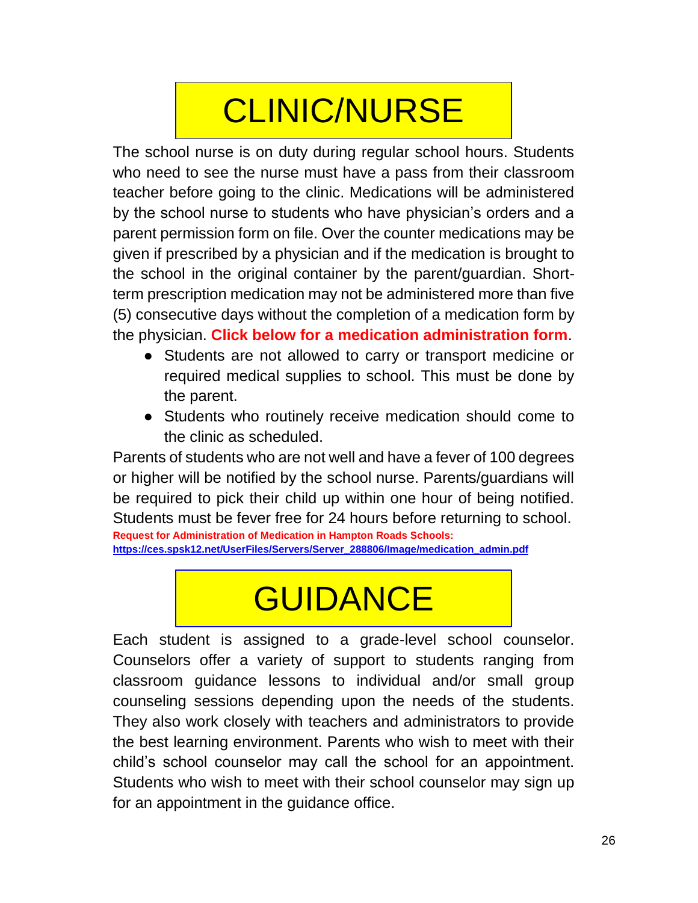# CLINIC/NURSE

The school nurse is on duty during regular school hours. Students who need to see the nurse must have a pass from their classroom teacher before going to the clinic. Medications will be administered by the school nurse to students who have physician's orders and a parent permission form on file. Over the counter medications may be given if prescribed by a physician and if the medication is brought to the school in the original container by the parent/guardian. Short-term prescription medication may not be administered more than five (5) consecutive days without the completion of a medication form by the physician. **Click below for a medication administration form**.

- Students are not allowed to carry or transport medicine or required medical supplies to school. This must be done by the parent.
- Students who routinely receive medication should come to the clinic as scheduled.

Parents of students who are not well and have a fever of 100 degrees or higher will be notified by the school nurse. Parents/guardians will be required to pick their child up within one hour of being notified. Students must be fever free for 24 hours before returning to school.

**Request for Administration of Medication in Hampton Roads Schools:**
**https://ces.spsk12.net/UserFiles/Servers/Server_288806/Image/medication_admin.pdf**

# GUIDANCE

Each student is assigned to a grade-level school counselor. Counselors offer a variety of support to students ranging from classroom guidance lessons to individual and/or small group counseling sessions depending upon the needs of the students. They also work closely with teachers and administrators to provide the best learning environment. Parents who wish to meet with their child's school counselor may call the school for an appointment. Students who wish to meet with their school counselor may sign up for an appointment in the guidance office.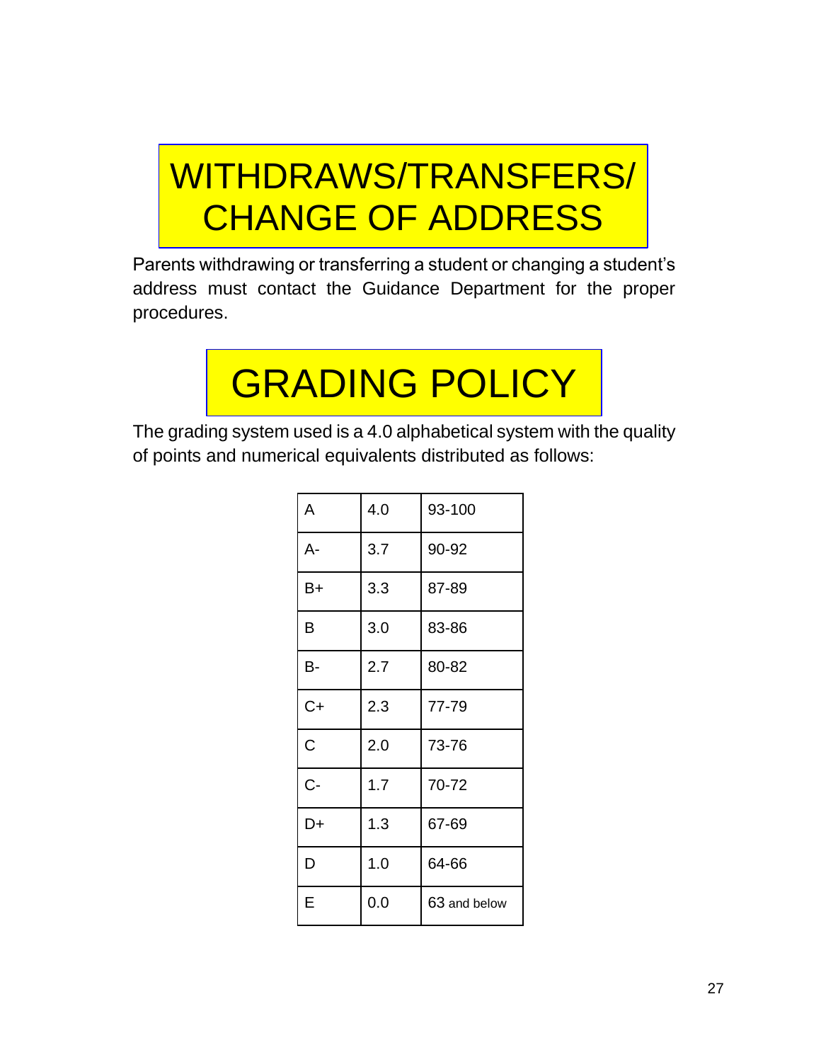# WITHDRAWS/TRANSFERS/ CHANGE OF ADDRESS

Parents withdrawing or transferring a student or changing a student's address must contact the Guidance Department for the proper procedures.

# GRADING POLICY

The grading system used is a 4.0 alphabetical system with the quality of points and numerical equivalents distributed as follows:

| | | |
|---|---|---|
| A | 4.0 | 93-100 |
| A- | 3.7 | 90-92 |
| B+ | 3.3 | 87-89 |
| B | 3.0 | 83-86 |
| B- | 2.7 | 80-82 |
| C+ | 2.3 | 77-79 |
| C | 2.0 | 73-76 |
| C- | 1.7 | 70-72 |
| D+ | 1.3 | 67-69 |
| D | 1.0 | 64-66 |
| E | 0.0 | 63 and below |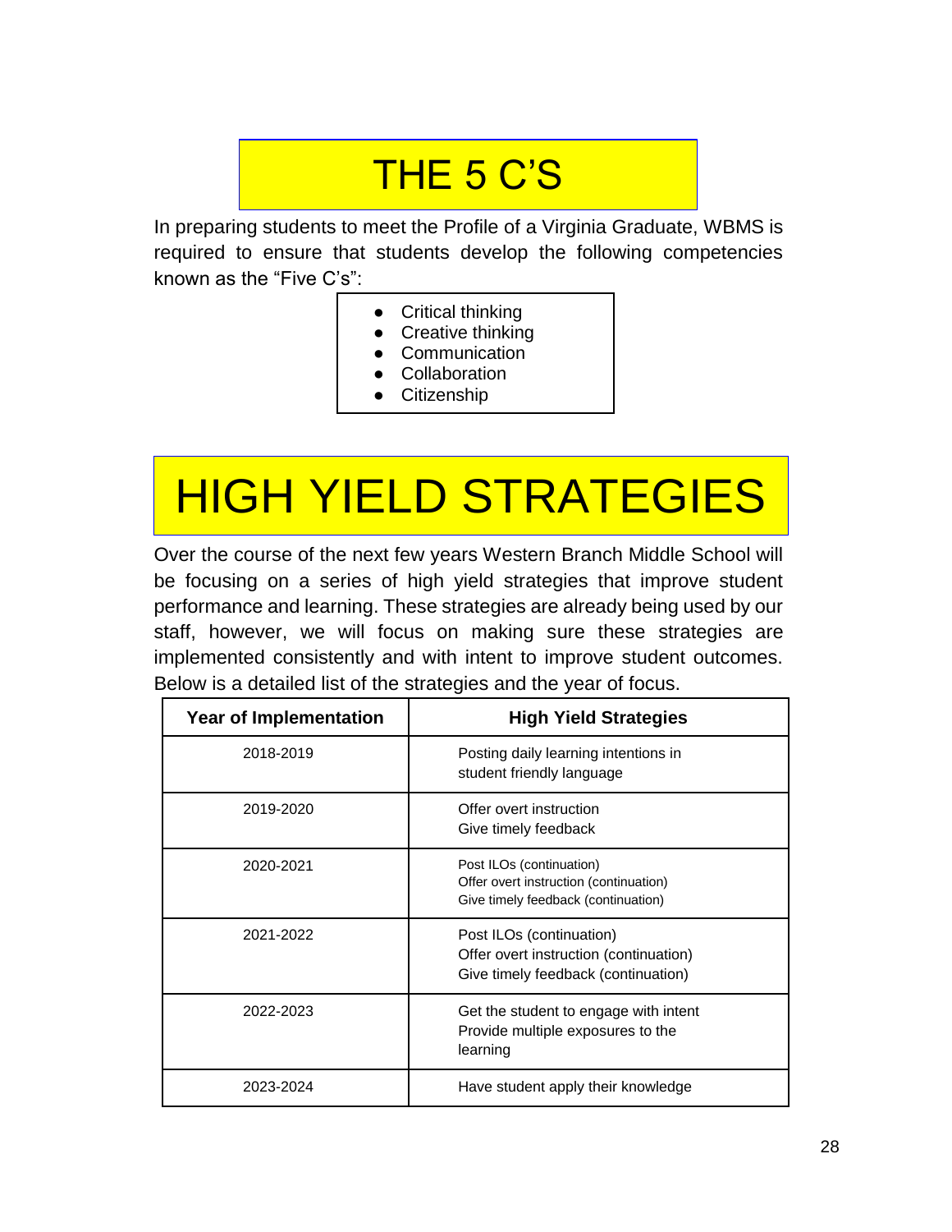# THE 5 C'S

In preparing students to meet the Profile of a Virginia Graduate, WBMS is required to ensure that students develop the following competencies known as the "Five C's":

- Critical thinking
- Creative thinking
- Communication
- Collaboration
- Citizenship

# HIGH YIELD STRATEGIES

Over the course of the next few years Western Branch Middle School will be focusing on a series of high yield strategies that improve student performance and learning. These strategies are already being used by our staff, however, we will focus on making sure these strategies are implemented consistently and with intent to improve student outcomes. Below is a detailed list of the strategies and the year of focus.

| Year of Implementation | High Yield Strategies |
| --- | --- |
| 2018-2019 | Posting daily learning intentions in student friendly language |
| 2019-2020 | Offer overt instruction<br>Give timely feedback |
| 2020-2021 | Post ILOs (continuation)<br>Offer overt instruction (continuation)<br>Give timely feedback (continuation) |
| 2021-2022 | Post ILOs (continuation)<br>Offer overt instruction (continuation)<br>Give timely feedback (continuation) |
| 2022-2023 | Get the student to engage with intent<br>Provide multiple exposures to the learning |
| 2023-2024 | Have student apply their knowledge |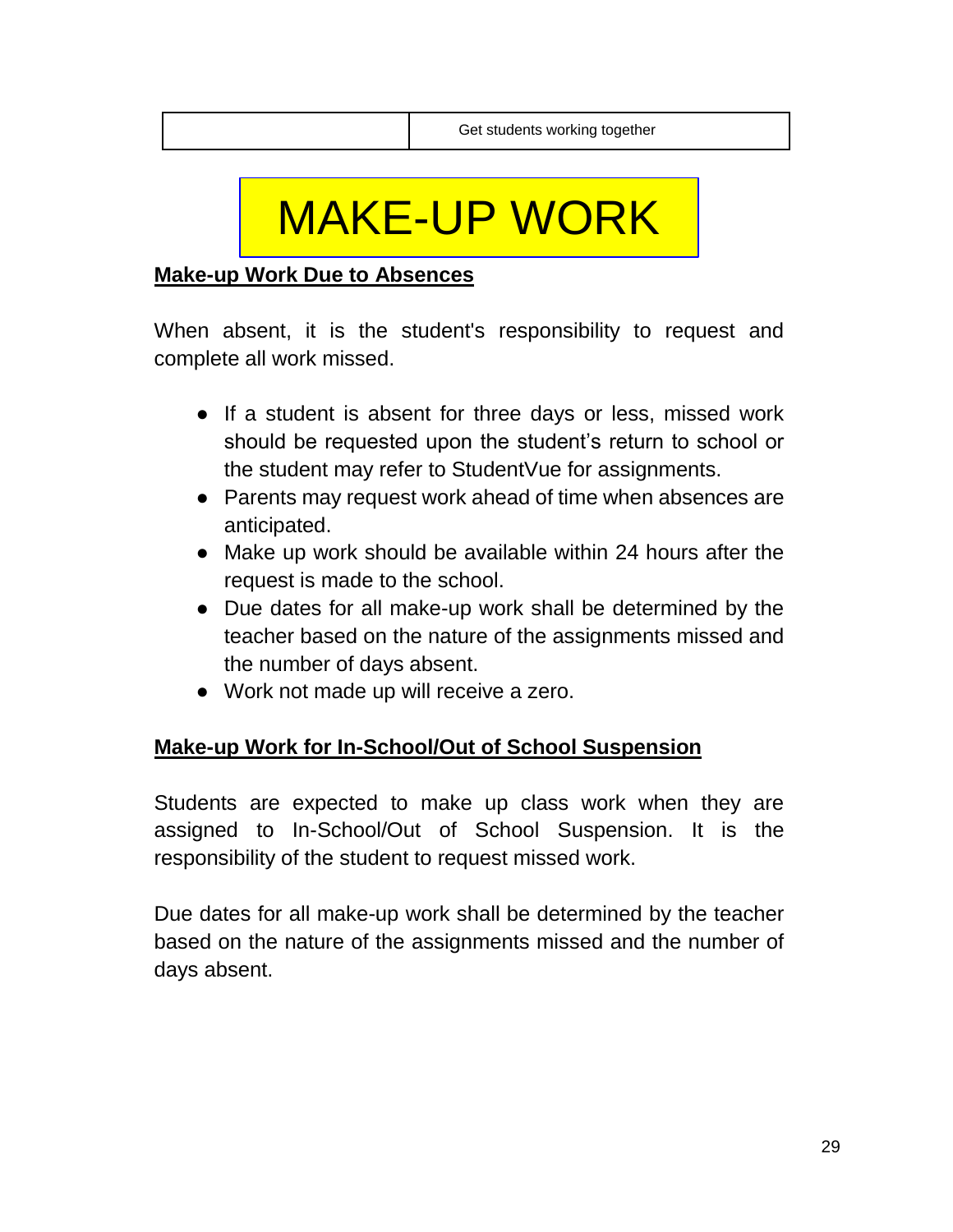|  | Get students working together |
| --- | --- |

# MAKE-UP WORK

**Make-up Work Due to Absences**

When absent, it is the student's responsibility to request and complete all work missed.

- If a student is absent for three days or less, missed work should be requested upon the student's return to school or the student may refer to StudentVue for assignments.
- Parents may request work ahead of time when absences are anticipated.
- Make up work should be available within 24 hours after the request is made to the school.
- Due dates for all make-up work shall be determined by the teacher based on the nature of the assignments missed and the number of days absent.
- Work not made up will receive a zero.

**Make-up Work for In-School/Out of School Suspension**

Students are expected to make up class work when they are assigned to In-School/Out of School Suspension. It is the responsibility of the student to request missed work.

Due dates for all make-up work shall be determined by the teacher based on the nature of the assignments missed and the number of days absent.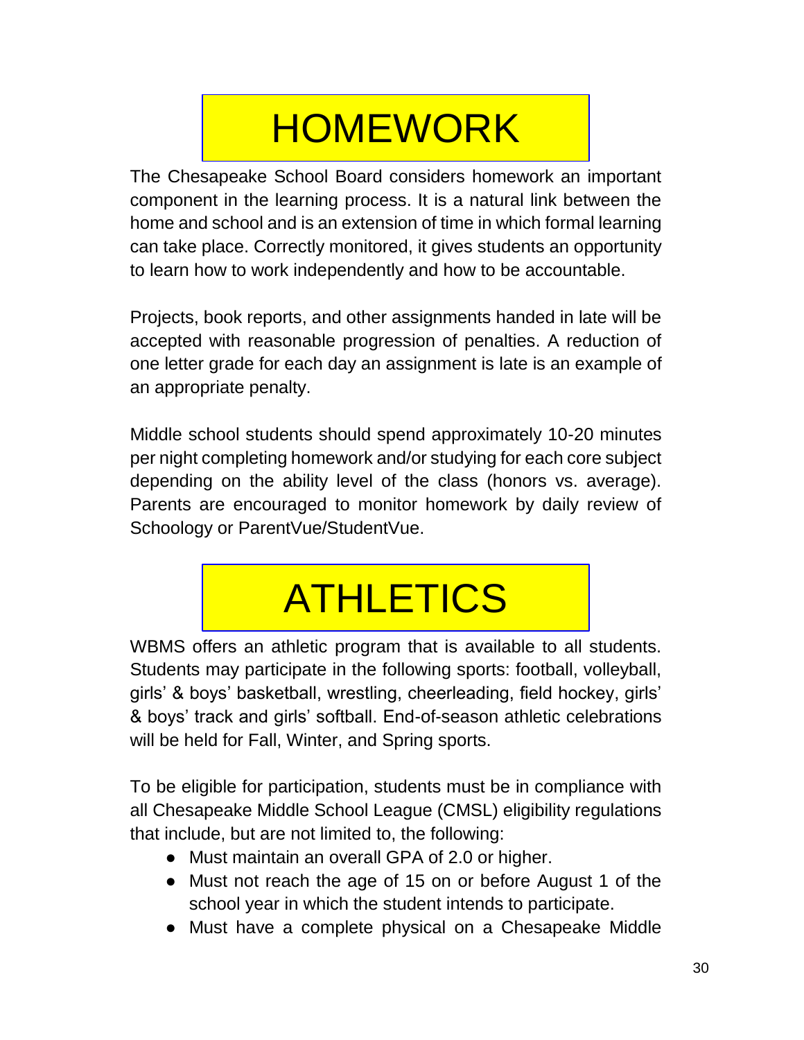# HOMEWORK

The Chesapeake School Board considers homework an important component in the learning process. It is a natural link between the home and school and is an extension of time in which formal learning can take place. Correctly monitored, it gives students an opportunity to learn how to work independently and how to be accountable.

Projects, book reports, and other assignments handed in late will be accepted with reasonable progression of penalties. A reduction of one letter grade for each day an assignment is late is an example of an appropriate penalty.

Middle school students should spend approximately 10-20 minutes per night completing homework and/or studying for each core subject depending on the ability level of the class (honors vs. average). Parents are encouraged to monitor homework by daily review of Schoology or ParentVue/StudentVue.

# ATHLETICS

WBMS offers an athletic program that is available to all students. Students may participate in the following sports: football, volleyball, girls' & boys' basketball, wrestling, cheerleading, field hockey, girls' & boys' track and girls' softball. End-of-season athletic celebrations will be held for Fall, Winter, and Spring sports.

To be eligible for participation, students must be in compliance with all Chesapeake Middle School League (CMSL) eligibility regulations that include, but are not limited to, the following:

- Must maintain an overall GPA of 2.0 or higher.
- Must not reach the age of 15 on or before August 1 of the school year in which the student intends to participate.
- Must have a complete physical on a Chesapeake Middle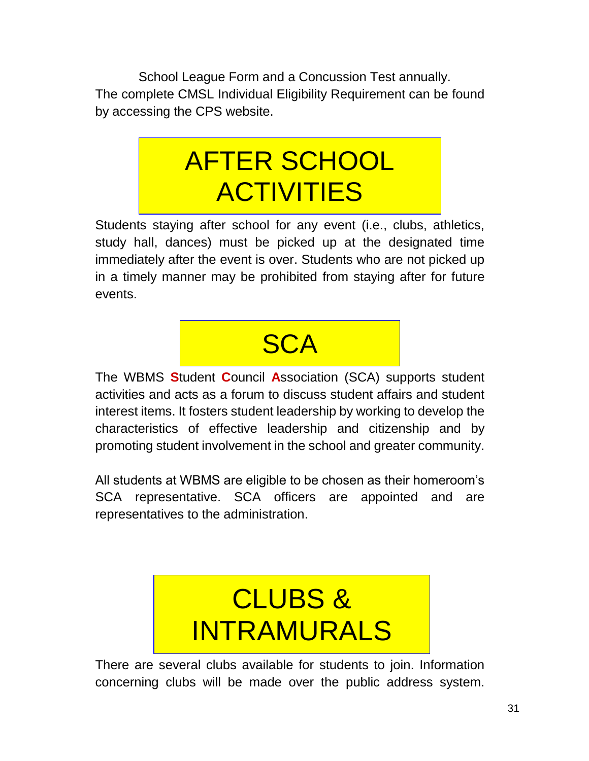School League Form and a Concussion Test annually. The complete CMSL Individual Eligibility Requirement can be found by accessing the CPS website.

# AFTER SCHOOL ACTIVITIES

Students staying after school for any event (i.e., clubs, athletics, study hall, dances) must be picked up at the designated time immediately after the event is over. Students who are not picked up in a timely manner may be prohibited from staying after for future events.

# SCA

The WBMS **S**tudent **C**ouncil **A**ssociation (SCA) supports student activities and acts as a forum to discuss student affairs and student interest items. It fosters student leadership by working to develop the characteristics of effective leadership and citizenship and by promoting student involvement in the school and greater community.

All students at WBMS are eligible to be chosen as their homeroom's SCA representative. SCA officers are appointed and are representatives to the administration.

# CLUBS & INTRAMURALS

There are several clubs available for students to join. Information concerning clubs will be made over the public address system.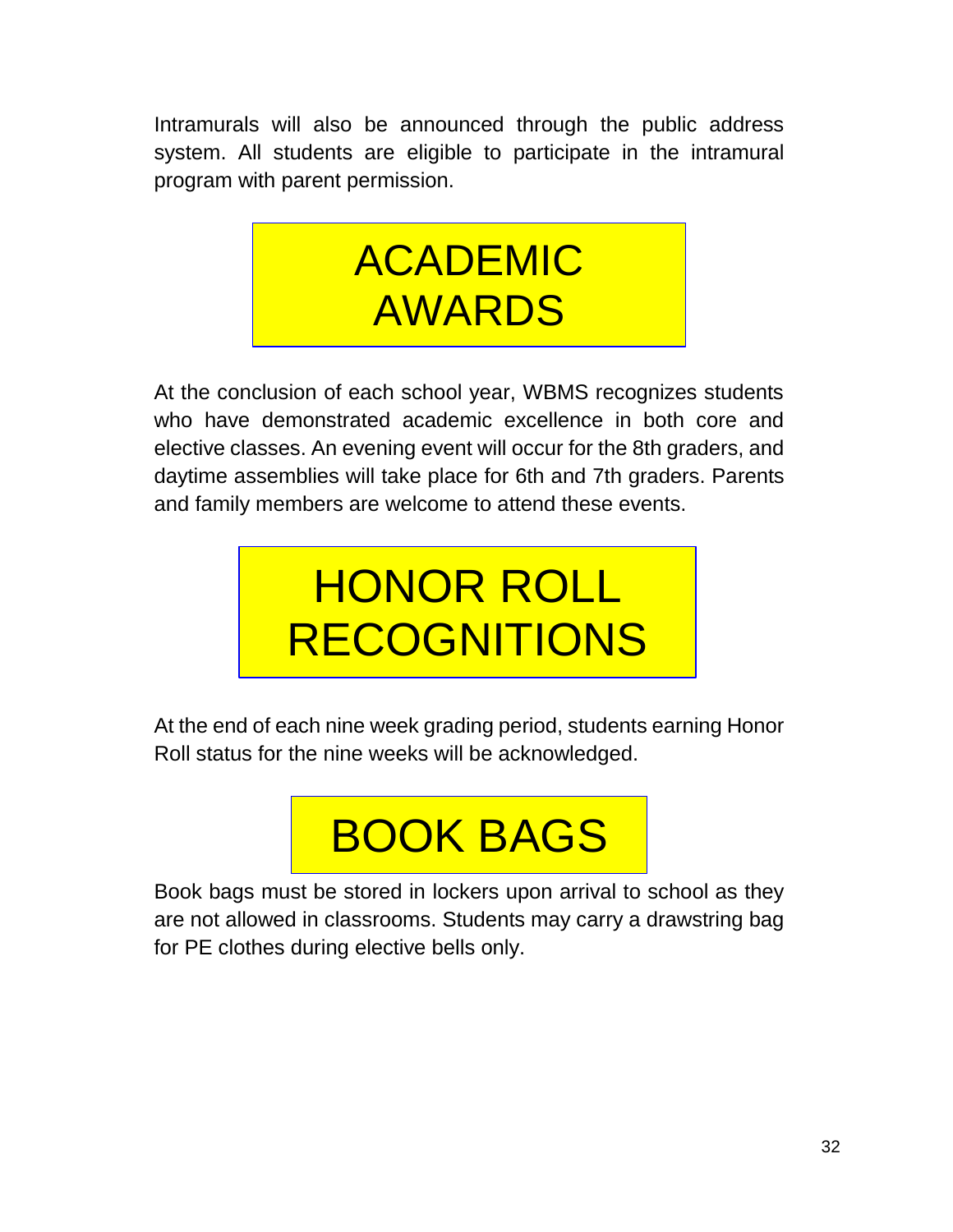Intramurals will also be announced through the public address system. All students are eligible to participate in the intramural program with parent permission.

# ACADEMIC AWARDS

At the conclusion of each school year, WBMS recognizes students who have demonstrated academic excellence in both core and elective classes. An evening event will occur for the 8th graders, and daytime assemblies will take place for 6th and 7th graders. Parents and family members are welcome to attend these events.

# HONOR ROLL RECOGNITIONS

At the end of each nine week grading period, students earning Honor Roll status for the nine weeks will be acknowledged.

# BOOK BAGS

Book bags must be stored in lockers upon arrival to school as they are not allowed in classrooms. Students may carry a drawstring bag for PE clothes during elective bells only.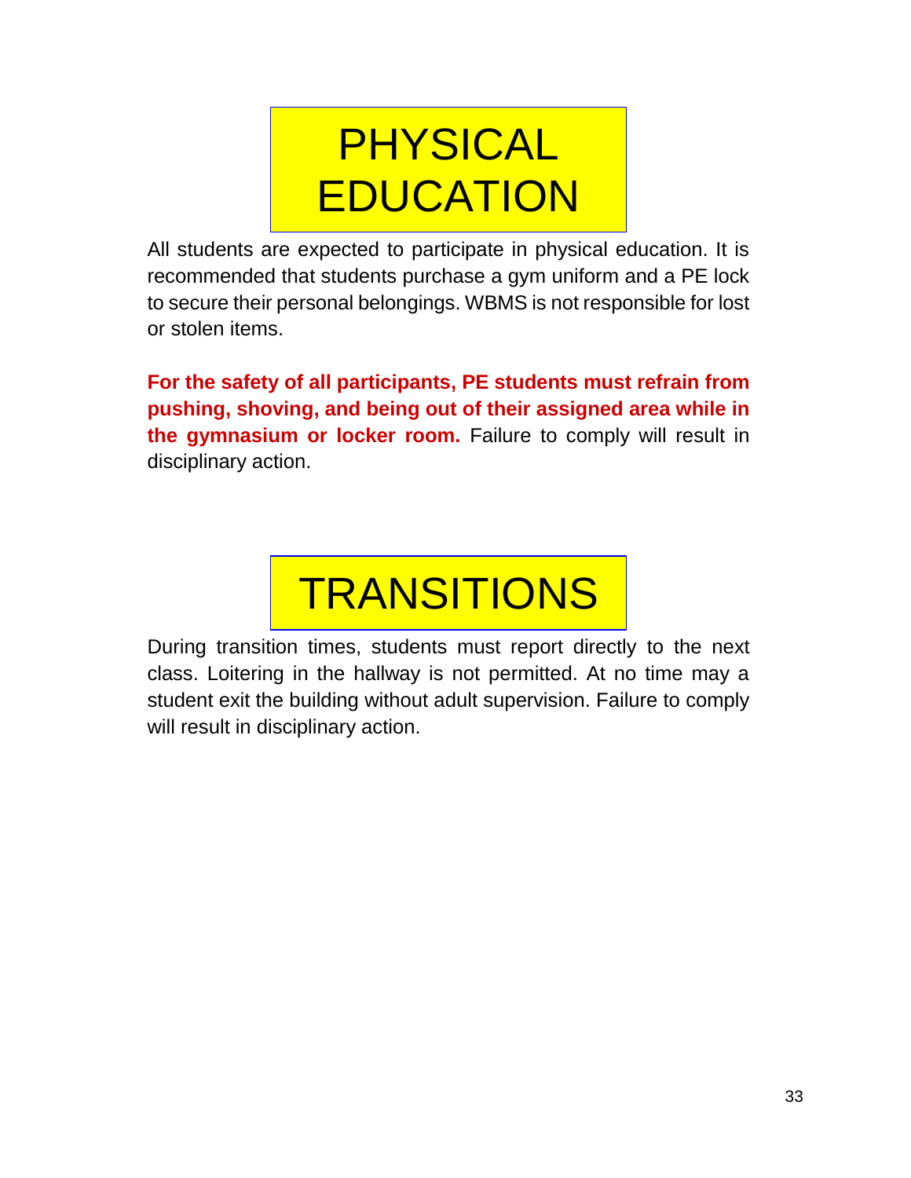# PHYSICAL EDUCATION

All students are expected to participate in physical education. It is recommended that students purchase a gym uniform and a PE lock to secure their personal belongings. WBMS is not responsible for lost or stolen items.

**For the safety of all participants, PE students must refrain from pushing, shoving, and being out of their assigned area while in the gymnasium or locker room.** Failure to comply will result in disciplinary action.

# TRANSITIONS

During transition times, students must report directly to the next class. Loitering in the hallway is not permitted. At no time may a student exit the building without adult supervision. Failure to comply will result in disciplinary action.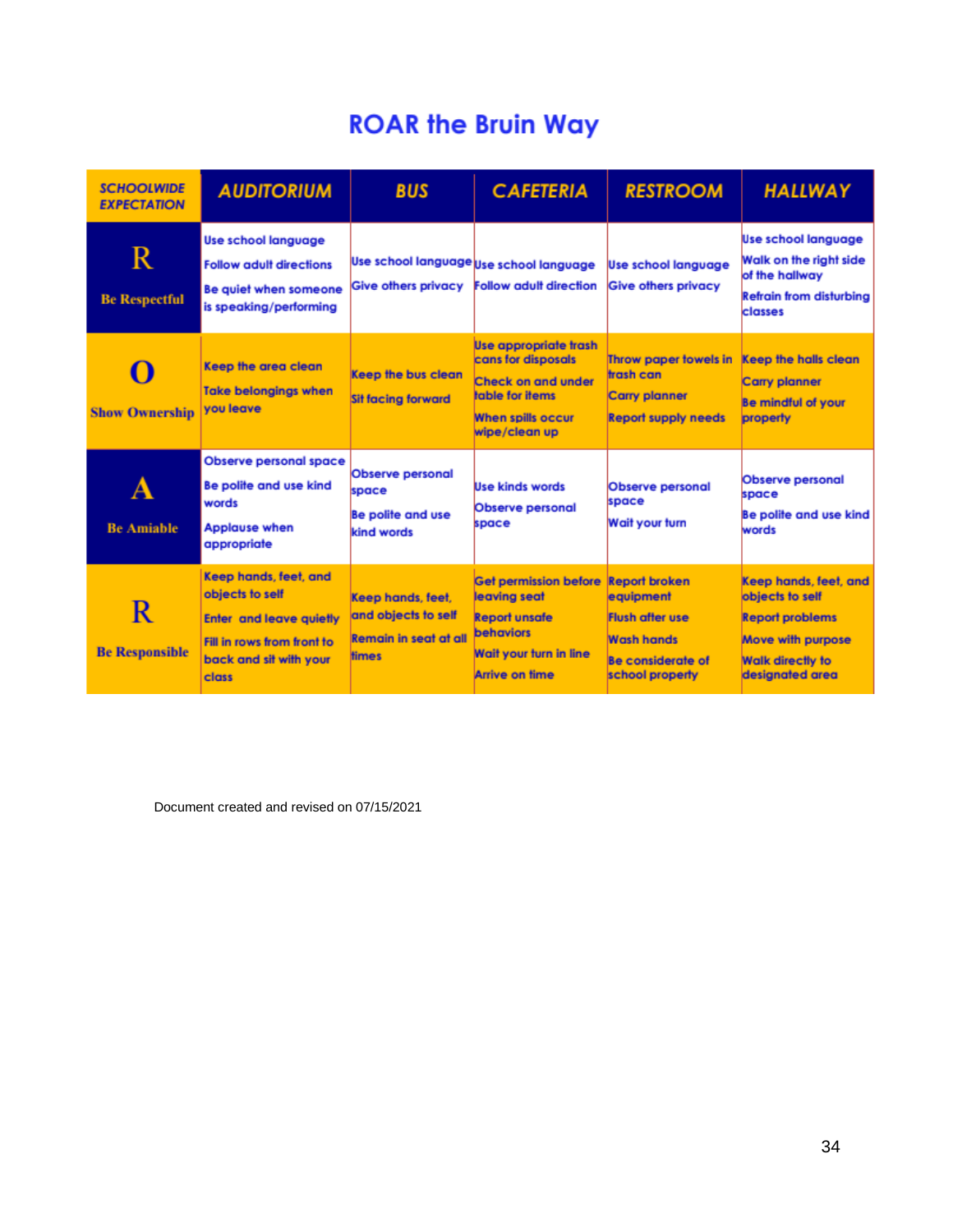# ROAR the Bruin Way

| SCHOOLWIDE EXPECTATION | AUDITORIUM | BUS | CAFETERIA | RESTROOM | HALLWAY |
|---|---|---|---|---|---|
| **R** Be Respectful | Use school language<br>Follow adult directions<br>Be quiet when someone is speaking/performing | Use school language<br>Give others privacy | Use school language<br>Follow adult direction | Use school language<br>Give others privacy | Use school language<br>Walk on the right side of the hallway<br>Refrain from disturbing classes |
| **O** Show Ownership | Keep the area clean<br>Take belongings when you leave | Keep the bus clean<br>Sit facing forward | Use appropriate trash cans for disposals<br>Check on and under table for items<br>When spills occur wipe/clean up | Throw paper towels in trash can<br>Carry planner<br>Report supply needs | Keep the halls clean<br>Carry planner<br>Be mindful of your property |
| **A** Be Amiable | Observe personal space<br>Be polite and use kind words<br>Applause when appropriate | Observe personal space<br>Be polite and use kind words | Use kinds words<br>Observe personal space | Observe personal space<br>Wait your turn | Observe personal space<br>Be polite and use kind words |
| **R** Be Responsible | Keep hands, feet, and objects to self<br>Enter and leave quietly<br>Fill in rows from front to back and sit with your class | Keep hands, feet, and objects to self<br>Remain in seat at all times | Get permission before leaving seat<br>Report unsafe behaviors<br>Wait your turn in line<br>Arrive on time | Report broken equipment<br>Flush after use<br>Wash hands<br>Be considerate of school property | Keep hands, feet, and objects to self<br>Report problems<br>Move with purpose<br>Walk directly to designated area |

Document created and revised on 07/15/2021